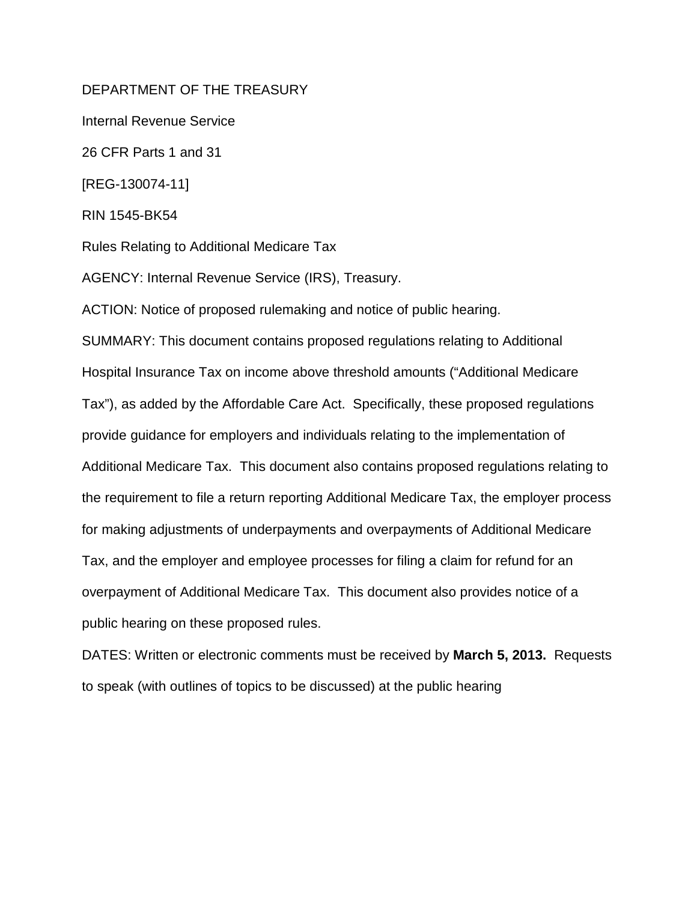DEPARTMENT OF THE TREASURY

Internal Revenue Service

26 CFR Parts 1 and 31

[REG-130074-11]

RIN 1545-BK54

Rules Relating to Additional Medicare Tax

AGENCY: Internal Revenue Service (IRS), Treasury.

ACTION: Notice of proposed rulemaking and notice of public hearing.

SUMMARY: This document contains proposed regulations relating to Additional Hospital Insurance Tax on income above threshold amounts ("Additional Medicare Tax"), as added by the Affordable Care Act. Specifically, these proposed regulations provide guidance for employers and individuals relating to the implementation of Additional Medicare Tax. This document also contains proposed regulations relating to the requirement to file a return reporting Additional Medicare Tax, the employer process for making adjustments of underpayments and overpayments of Additional Medicare Tax, and the employer and employee processes for filing a claim for refund for an overpayment of Additional Medicare Tax. This document also provides notice of a public hearing on these proposed rules.

DATES: Written or electronic comments must be received by **March 5, 2013.** Requests to speak (with outlines of topics to be discussed) at the public hearing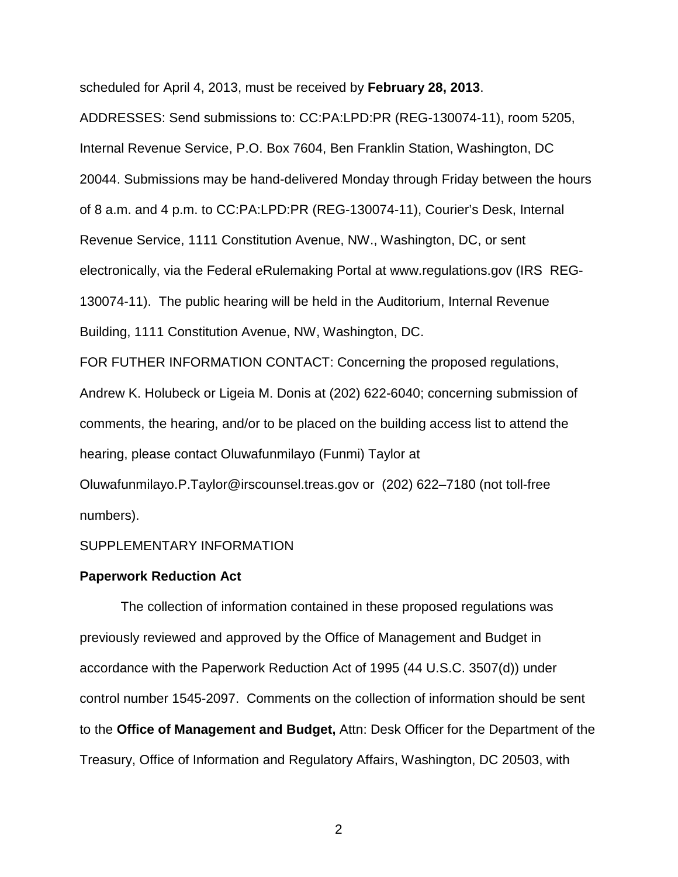scheduled for April 4, 2013, must be received by **February 28, 2013**.

ADDRESSES: Send submissions to: CC:PA:LPD:PR (REG-130074-11), room 5205, Internal Revenue Service, P.O. Box 7604, Ben Franklin Station, Washington, DC 20044. Submissions may be hand-delivered Monday through Friday between the hours of 8 a.m. and 4 p.m. to CC:PA:LPD:PR (REG-130074-11), Courier's Desk, Internal Revenue Service, 1111 Constitution Avenue, NW., Washington, DC, or sent electronically, via the Federal eRulemaking Portal at www.regulations.gov (IRS REG-130074-11). The public hearing will be held in the Auditorium, Internal Revenue Building, 1111 Constitution Avenue, NW, Washington, DC.

FOR FUTHER INFORMATION CONTACT: Concerning the proposed regulations, Andrew K. Holubeck or Ligeia M. Donis at (202) 622-6040; concerning submission of comments, the hearing, and/or to be placed on the building access list to attend the hearing, please contact Oluwafunmilayo (Funmi) Taylor at Oluwafunmilayo.P.Taylor@irscounsel.treas.gov or (202) 622–7180 (not toll-free numbers).

SUPPLEMENTARY INFORMATION

**Paperwork Reduction Act**

The collection of information contained in these proposed regulations was previously reviewed and approved by the Office of Management and Budget in accordance with the Paperwork Reduction Act of 1995 (44 U.S.C. 3507(d)) under control number 1545-2097. Comments on the collection of information should be sent to the **Office of Management and Budget,** Attn: Desk Officer for the Department of the Treasury, Office of Information and Regulatory Affairs, Washington, DC 20503, with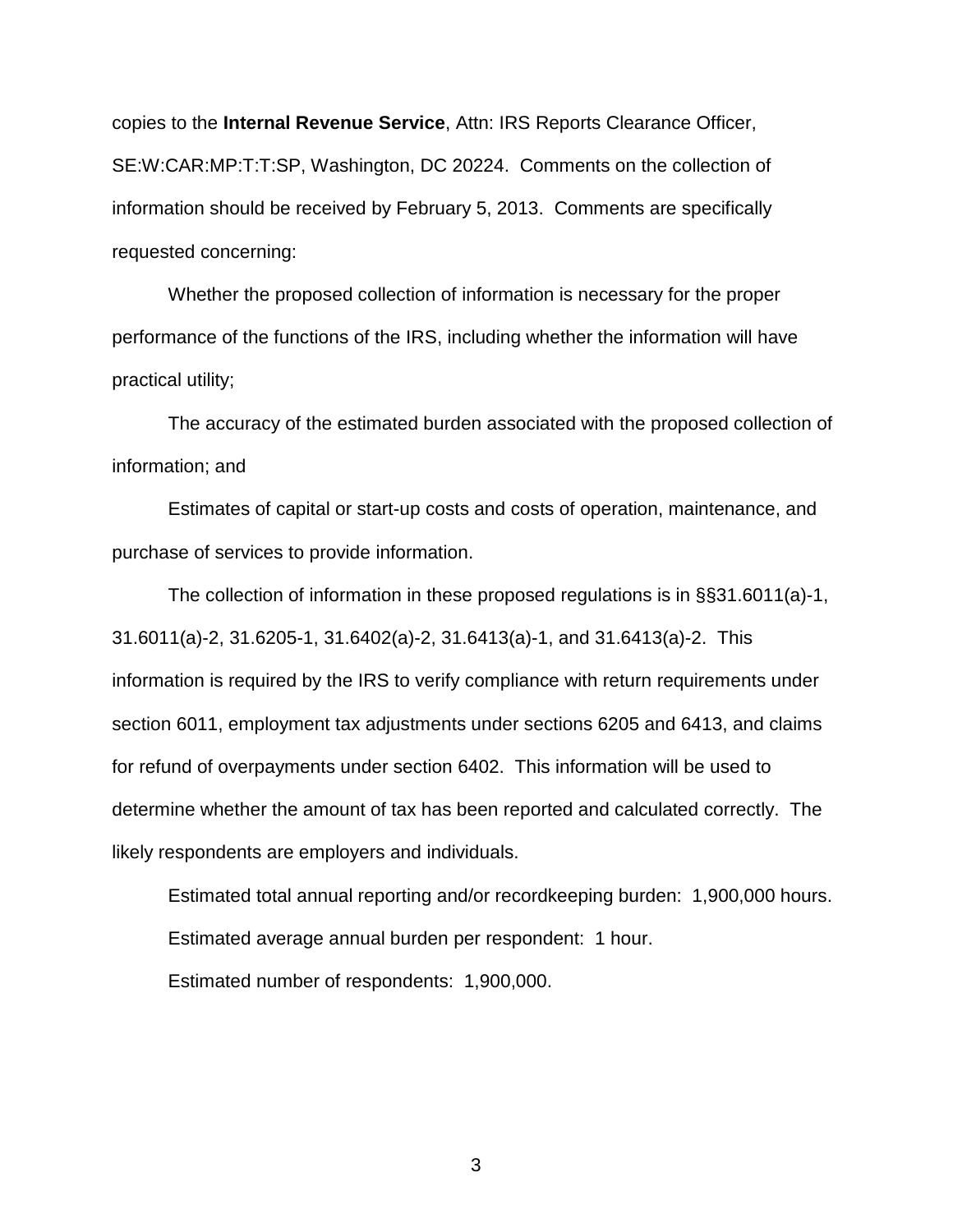copies to the **Internal Revenue Service**, Attn: IRS Reports Clearance Officer, SE:W:CAR:MP:T:T:SP, Washington, DC 20224. Comments on the collection of information should be received by February 5, 2013. Comments are specifically requested concerning:

Whether the proposed collection of information is necessary for the proper performance of the functions of the IRS, including whether the information will have practical utility;

The accuracy of the estimated burden associated with the proposed collection of information; and

Estimates of capital or start-up costs and costs of operation, maintenance, and purchase of services to provide information.

The collection of information in these proposed regulations is in §§31.6011(a)-1, 31.6011(a)-2, 31.6205-1, 31.6402(a)-2, 31.6413(a)-1, and 31.6413(a)-2. This information is required by the IRS to verify compliance with return requirements under section 6011, employment tax adjustments under sections 6205 and 6413, and claims for refund of overpayments under section 6402. This information will be used to determine whether the amount of tax has been reported and calculated correctly. The likely respondents are employers and individuals.

Estimated total annual reporting and/or recordkeeping burden: 1,900,000 hours.

Estimated average annual burden per respondent: 1 hour.

Estimated number of respondents: 1,900,000.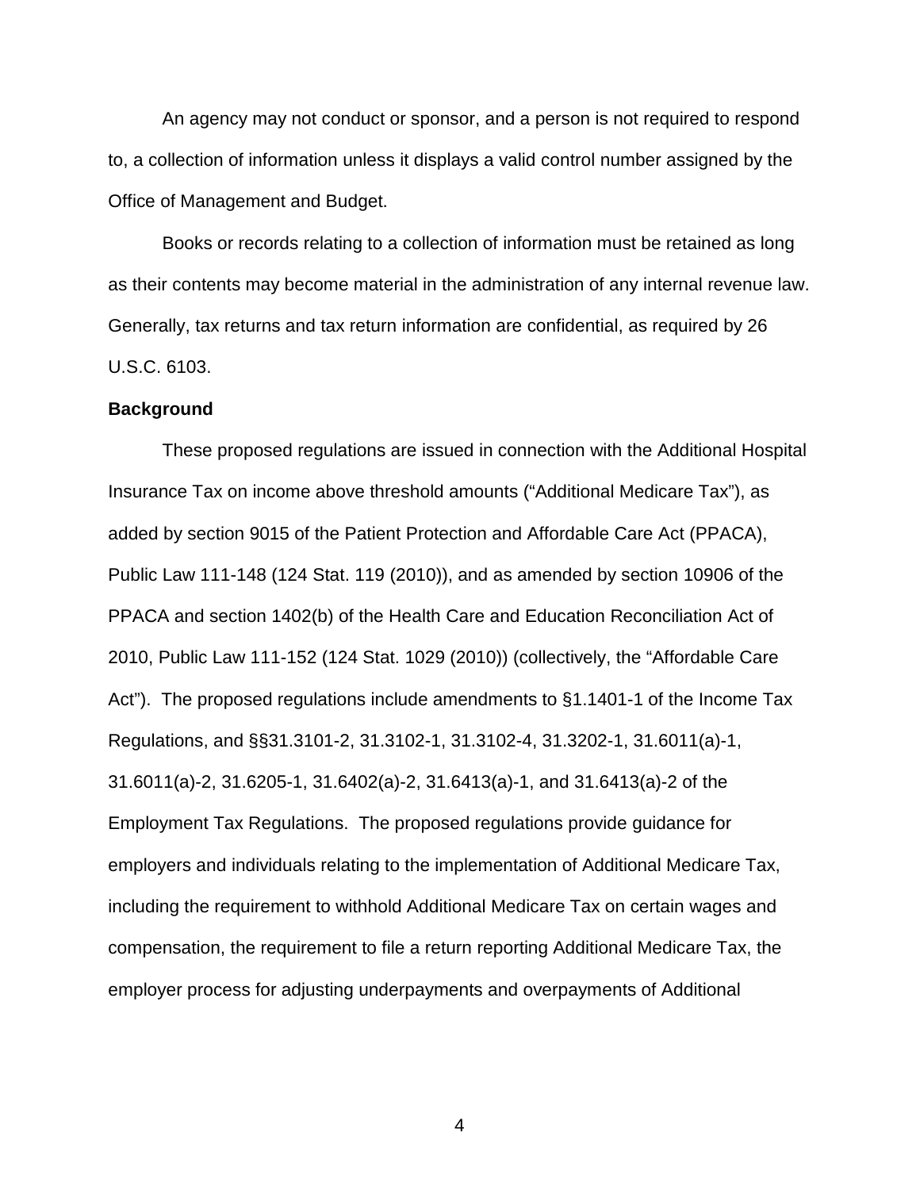An agency may not conduct or sponsor, and a person is not required to respond to, a collection of information unless it displays a valid control number assigned by the Office of Management and Budget.

Books or records relating to a collection of information must be retained as long as their contents may become material in the administration of any internal revenue law. Generally, tax returns and tax return information are confidential, as required by 26 U.S.C. 6103.

**Background**

These proposed regulations are issued in connection with the Additional Hospital Insurance Tax on income above threshold amounts ("Additional Medicare Tax"), as added by section 9015 of the Patient Protection and Affordable Care Act (PPACA), Public Law 111-148 (124 Stat. 119 (2010)), and as amended by section 10906 of the PPACA and section 1402(b) of the Health Care and Education Reconciliation Act of 2010, Public Law 111-152 (124 Stat. 1029 (2010)) (collectively, the "Affordable Care Act"). The proposed regulations include amendments to §1.1401-1 of the Income Tax Regulations, and §§31.3101-2, 31.3102-1, 31.3102-4, 31.3202-1, 31.6011(a)-1, 31.6011(a)-2, 31.6205-1, 31.6402(a)-2, 31.6413(a)-1, and 31.6413(a)-2 of the Employment Tax Regulations. The proposed regulations provide guidance for employers and individuals relating to the implementation of Additional Medicare Tax, including the requirement to withhold Additional Medicare Tax on certain wages and compensation, the requirement to file a return reporting Additional Medicare Tax, the employer process for adjusting underpayments and overpayments of Additional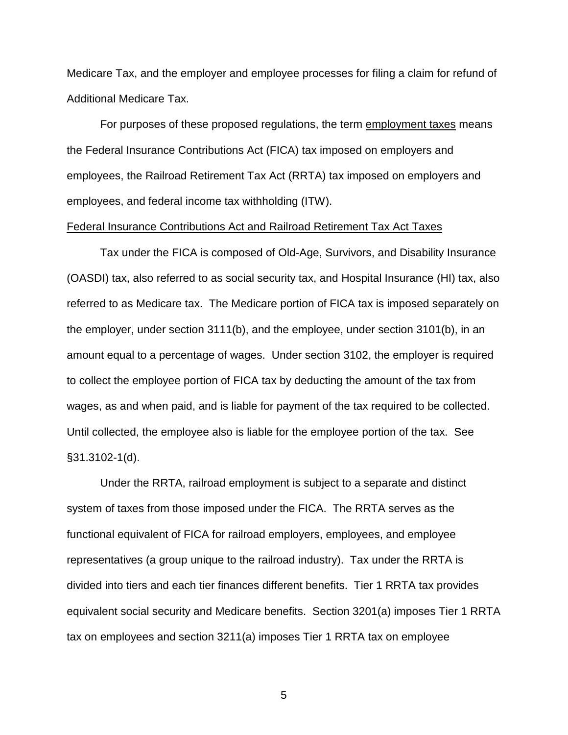Medicare Tax, and the employer and employee processes for filing a claim for refund of Additional Medicare Tax.

For purposes of these proposed regulations, the term employment taxes means the Federal Insurance Contributions Act (FICA) tax imposed on employers and employees, the Railroad Retirement Tax Act (RRTA) tax imposed on employers and employees, and federal income tax withholding (ITW).

Federal Insurance Contributions Act and Railroad Retirement Tax Act Taxes

Tax under the FICA is composed of Old-Age, Survivors, and Disability Insurance (OASDI) tax, also referred to as social security tax, and Hospital Insurance (HI) tax, also referred to as Medicare tax. The Medicare portion of FICA tax is imposed separately on the employer, under section 3111(b), and the employee, under section 3101(b), in an amount equal to a percentage of wages. Under section 3102, the employer is required to collect the employee portion of FICA tax by deducting the amount of the tax from wages, as and when paid, and is liable for payment of the tax required to be collected. Until collected, the employee also is liable for the employee portion of the tax. See §31.3102-1(d).

Under the RRTA, railroad employment is subject to a separate and distinct system of taxes from those imposed under the FICA. The RRTA serves as the functional equivalent of FICA for railroad employers, employees, and employee representatives (a group unique to the railroad industry). Tax under the RRTA is divided into tiers and each tier finances different benefits. Tier 1 RRTA tax provides equivalent social security and Medicare benefits. Section 3201(a) imposes Tier 1 RRTA tax on employees and section 3211(a) imposes Tier 1 RRTA tax on employee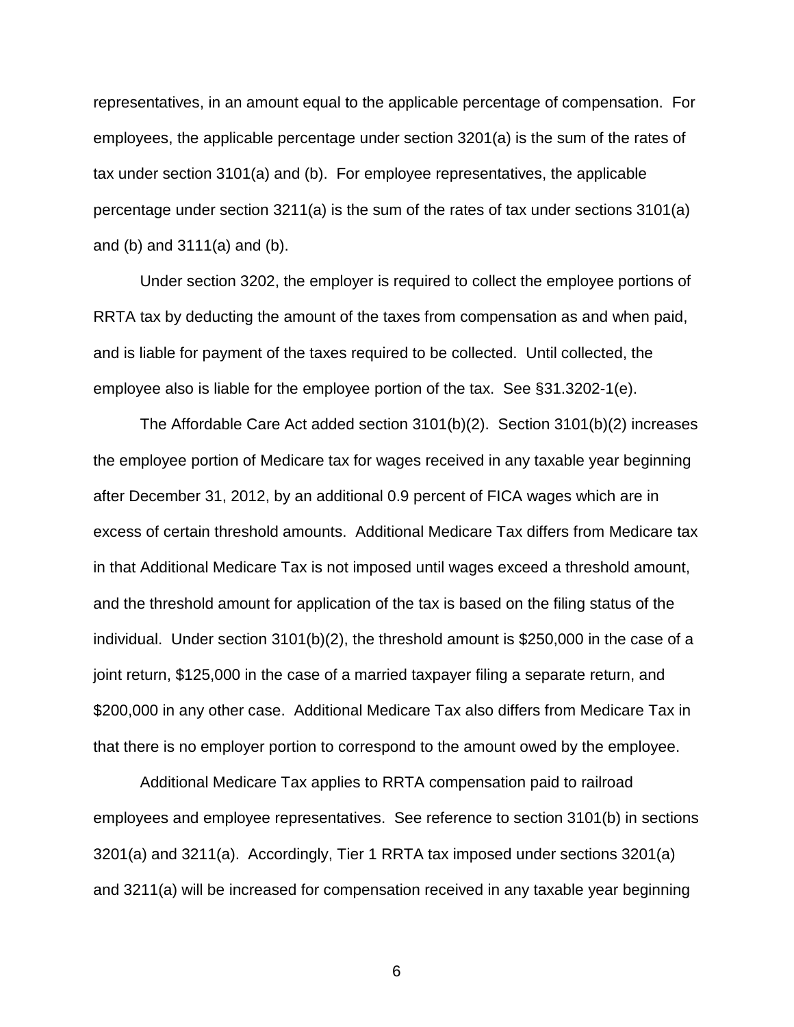representatives, in an amount equal to the applicable percentage of compensation. For employees, the applicable percentage under section 3201(a) is the sum of the rates of tax under section 3101(a) and (b). For employee representatives, the applicable percentage under section 3211(a) is the sum of the rates of tax under sections 3101(a) and (b) and 3111(a) and (b).

Under section 3202, the employer is required to collect the employee portions of RRTA tax by deducting the amount of the taxes from compensation as and when paid, and is liable for payment of the taxes required to be collected. Until collected, the employee also is liable for the employee portion of the tax. See §31.3202-1(e).

The Affordable Care Act added section 3101(b)(2). Section 3101(b)(2) increases the employee portion of Medicare tax for wages received in any taxable year beginning after December 31, 2012, by an additional 0.9 percent of FICA wages which are in excess of certain threshold amounts. Additional Medicare Tax differs from Medicare tax in that Additional Medicare Tax is not imposed until wages exceed a threshold amount, and the threshold amount for application of the tax is based on the filing status of the individual. Under section 3101(b)(2), the threshold amount is $250,000 in the case of a joint return, $125,000 in the case of a married taxpayer filing a separate return, and $200,000 in any other case. Additional Medicare Tax also differs from Medicare Tax in that there is no employer portion to correspond to the amount owed by the employee.

Additional Medicare Tax applies to RRTA compensation paid to railroad employees and employee representatives. See reference to section 3101(b) in sections 3201(a) and 3211(a). Accordingly, Tier 1 RRTA tax imposed under sections 3201(a) and 3211(a) will be increased for compensation received in any taxable year beginning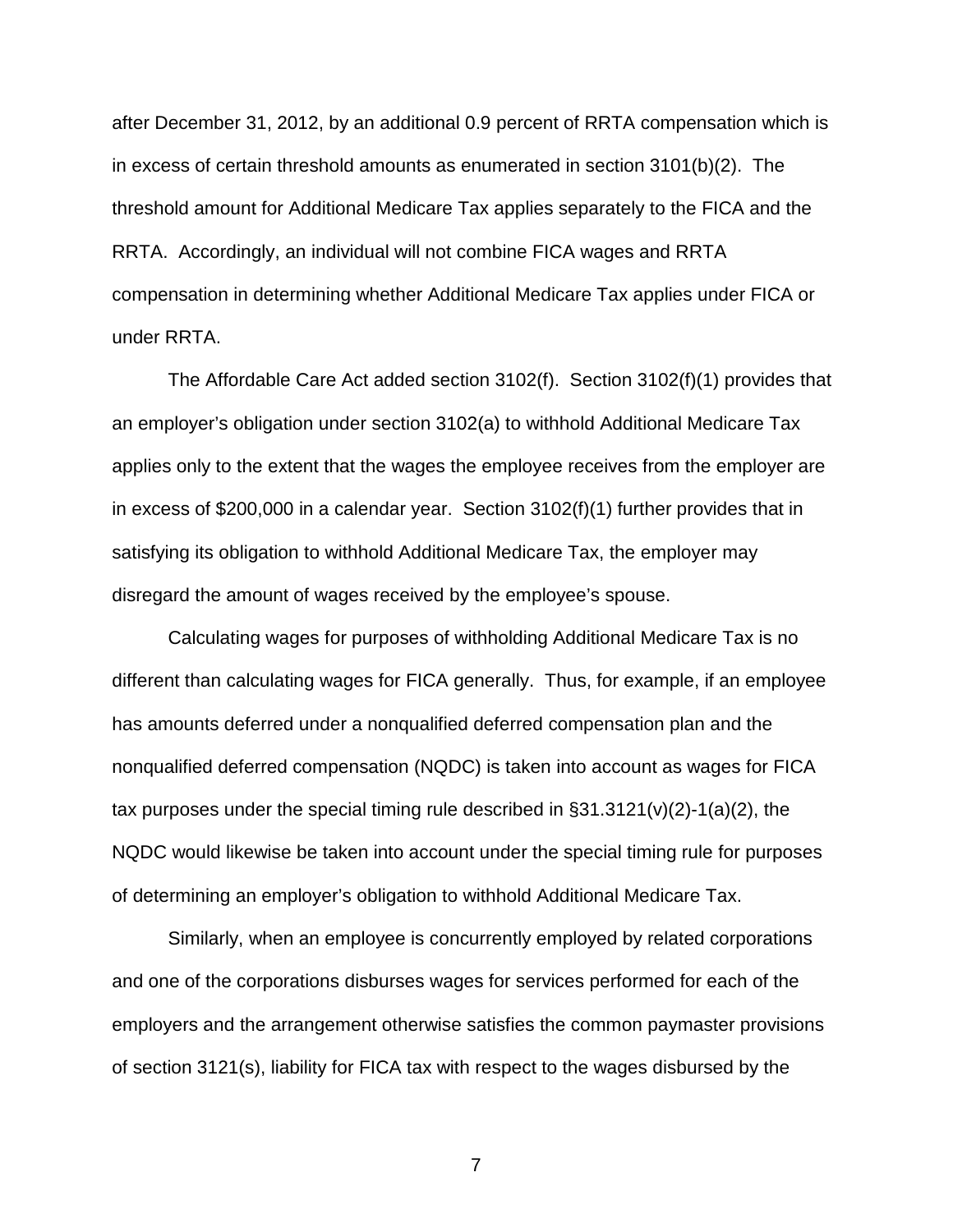after December 31, 2012, by an additional 0.9 percent of RRTA compensation which is in excess of certain threshold amounts as enumerated in section 3101(b)(2). The threshold amount for Additional Medicare Tax applies separately to the FICA and the RRTA. Accordingly, an individual will not combine FICA wages and RRTA compensation in determining whether Additional Medicare Tax applies under FICA or under RRTA.

The Affordable Care Act added section 3102(f). Section 3102(f)(1) provides that an employer's obligation under section 3102(a) to withhold Additional Medicare Tax applies only to the extent that the wages the employee receives from the employer are in excess of $200,000 in a calendar year. Section 3102(f)(1) further provides that in satisfying its obligation to withhold Additional Medicare Tax, the employer may disregard the amount of wages received by the employee's spouse.

Calculating wages for purposes of withholding Additional Medicare Tax is no different than calculating wages for FICA generally. Thus, for example, if an employee has amounts deferred under a nonqualified deferred compensation plan and the nonqualified deferred compensation (NQDC) is taken into account as wages for FICA tax purposes under the special timing rule described in §31.3121(v)(2)-1(a)(2), the NQDC would likewise be taken into account under the special timing rule for purposes of determining an employer's obligation to withhold Additional Medicare Tax.

Similarly, when an employee is concurrently employed by related corporations and one of the corporations disburses wages for services performed for each of the employers and the arrangement otherwise satisfies the common paymaster provisions of section 3121(s), liability for FICA tax with respect to the wages disbursed by the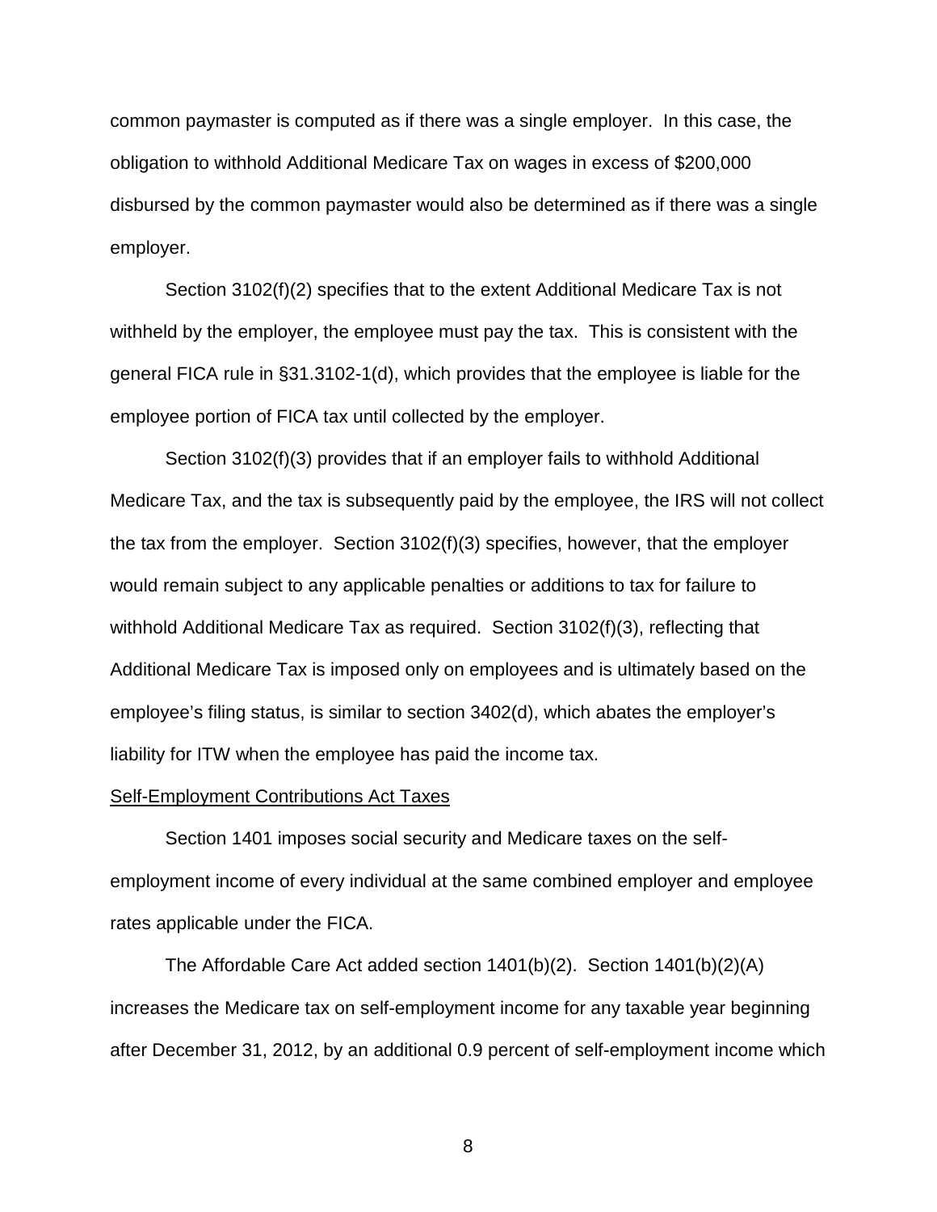common paymaster is computed as if there was a single employer. In this case, the obligation to withhold Additional Medicare Tax on wages in excess of $200,000 disbursed by the common paymaster would also be determined as if there was a single employer.

Section 3102(f)(2) specifies that to the extent Additional Medicare Tax is not withheld by the employer, the employee must pay the tax. This is consistent with the general FICA rule in §31.3102-1(d), which provides that the employee is liable for the employee portion of FICA tax until collected by the employer.

Section 3102(f)(3) provides that if an employer fails to withhold Additional Medicare Tax, and the tax is subsequently paid by the employee, the IRS will not collect the tax from the employer. Section 3102(f)(3) specifies, however, that the employer would remain subject to any applicable penalties or additions to tax for failure to withhold Additional Medicare Tax as required. Section 3102(f)(3), reflecting that Additional Medicare Tax is imposed only on employees and is ultimately based on the employee's filing status, is similar to section 3402(d), which abates the employer's liability for ITW when the employee has paid the income tax.

Self-Employment Contributions Act Taxes

Section 1401 imposes social security and Medicare taxes on the self-employment income of every individual at the same combined employer and employee rates applicable under the FICA.

The Affordable Care Act added section 1401(b)(2). Section 1401(b)(2)(A) increases the Medicare tax on self-employment income for any taxable year beginning after December 31, 2012, by an additional 0.9 percent of self-employment income which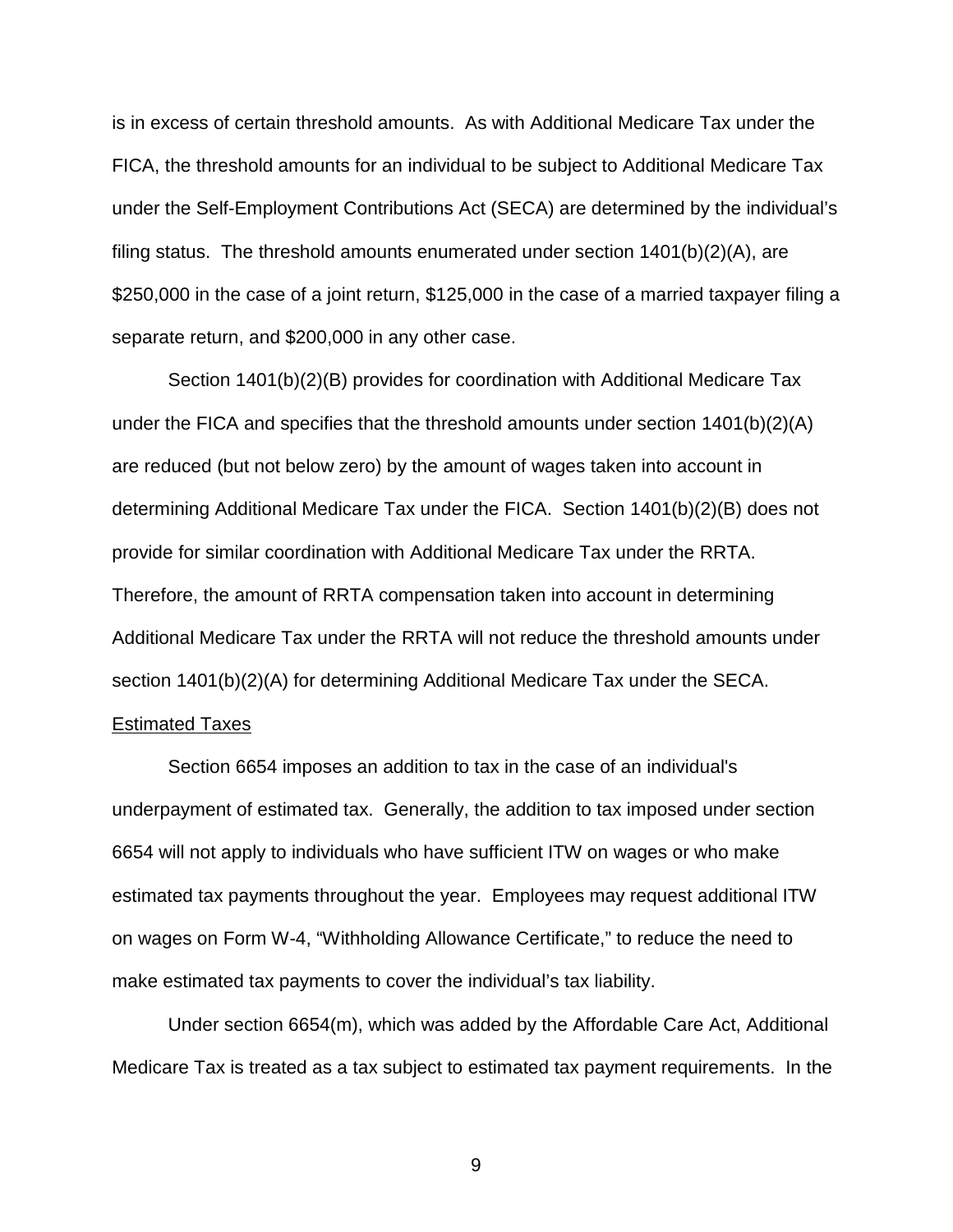is in excess of certain threshold amounts. As with Additional Medicare Tax under the FICA, the threshold amounts for an individual to be subject to Additional Medicare Tax under the Self-Employment Contributions Act (SECA) are determined by the individual's filing status. The threshold amounts enumerated under section 1401(b)(2)(A), are $250,000 in the case of a joint return, $125,000 in the case of a married taxpayer filing a separate return, and $200,000 in any other case.

Section 1401(b)(2)(B) provides for coordination with Additional Medicare Tax under the FICA and specifies that the threshold amounts under section 1401(b)(2)(A) are reduced (but not below zero) by the amount of wages taken into account in determining Additional Medicare Tax under the FICA. Section 1401(b)(2)(B) does not provide for similar coordination with Additional Medicare Tax under the RRTA. Therefore, the amount of RRTA compensation taken into account in determining Additional Medicare Tax under the RRTA will not reduce the threshold amounts under section 1401(b)(2)(A) for determining Additional Medicare Tax under the SECA.

Estimated Taxes

Section 6654 imposes an addition to tax in the case of an individual's underpayment of estimated tax. Generally, the addition to tax imposed under section 6654 will not apply to individuals who have sufficient ITW on wages or who make estimated tax payments throughout the year. Employees may request additional ITW on wages on Form W-4, "Withholding Allowance Certificate," to reduce the need to make estimated tax payments to cover the individual's tax liability.

Under section 6654(m), which was added by the Affordable Care Act, Additional Medicare Tax is treated as a tax subject to estimated tax payment requirements. In the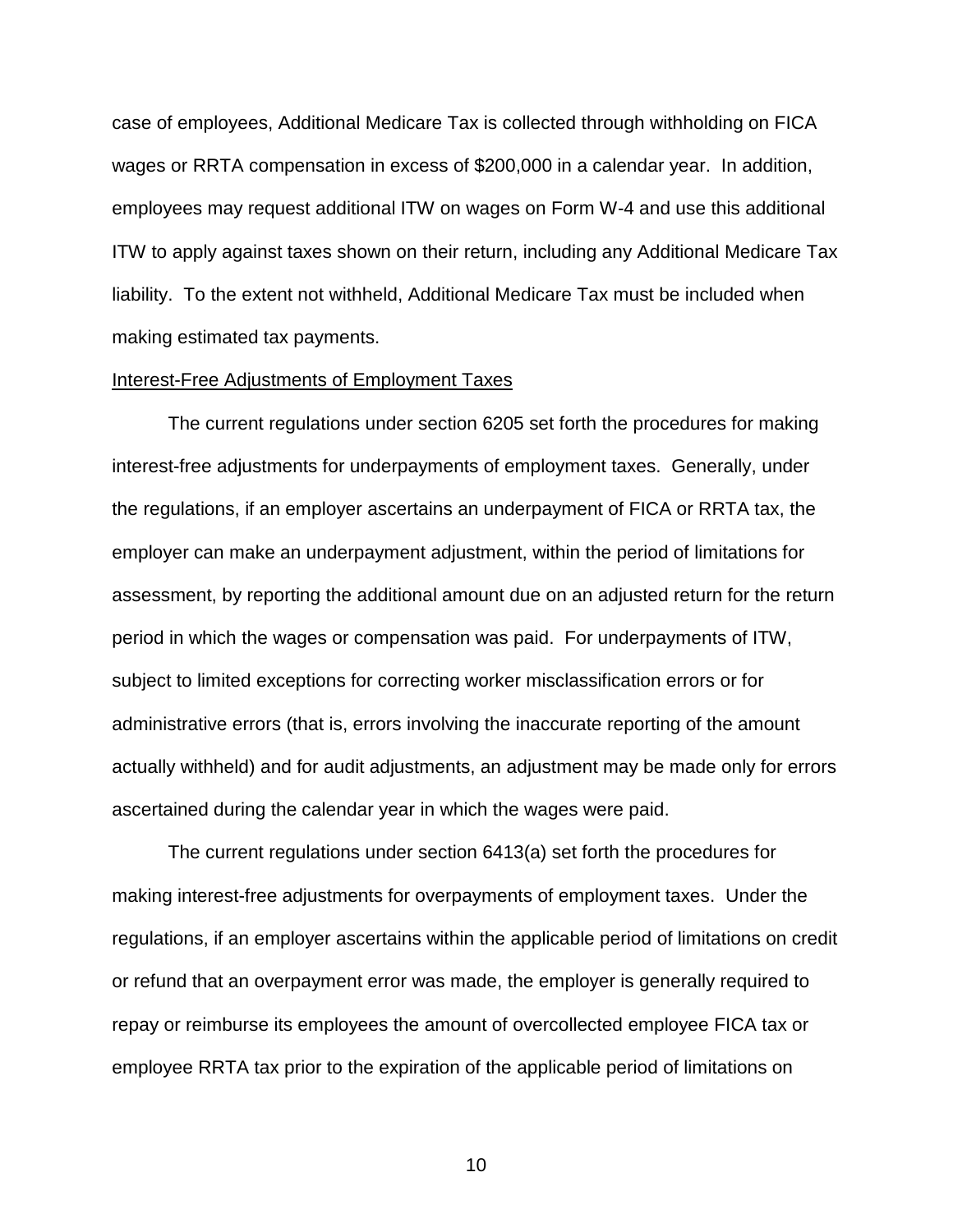case of employees, Additional Medicare Tax is collected through withholding on FICA wages or RRTA compensation in excess of $200,000 in a calendar year. In addition, employees may request additional ITW on wages on Form W-4 and use this additional ITW to apply against taxes shown on their return, including any Additional Medicare Tax liability. To the extent not withheld, Additional Medicare Tax must be included when making estimated tax payments.

Interest-Free Adjustments of Employment Taxes

The current regulations under section 6205 set forth the procedures for making interest-free adjustments for underpayments of employment taxes. Generally, under the regulations, if an employer ascertains an underpayment of FICA or RRTA tax, the employer can make an underpayment adjustment, within the period of limitations for assessment, by reporting the additional amount due on an adjusted return for the return period in which the wages or compensation was paid. For underpayments of ITW, subject to limited exceptions for correcting worker misclassification errors or for administrative errors (that is, errors involving the inaccurate reporting of the amount actually withheld) and for audit adjustments, an adjustment may be made only for errors ascertained during the calendar year in which the wages were paid.

The current regulations under section 6413(a) set forth the procedures for making interest-free adjustments for overpayments of employment taxes. Under the regulations, if an employer ascertains within the applicable period of limitations on credit or refund that an overpayment error was made, the employer is generally required to repay or reimburse its employees the amount of overcollected employee FICA tax or employee RRTA tax prior to the expiration of the applicable period of limitations on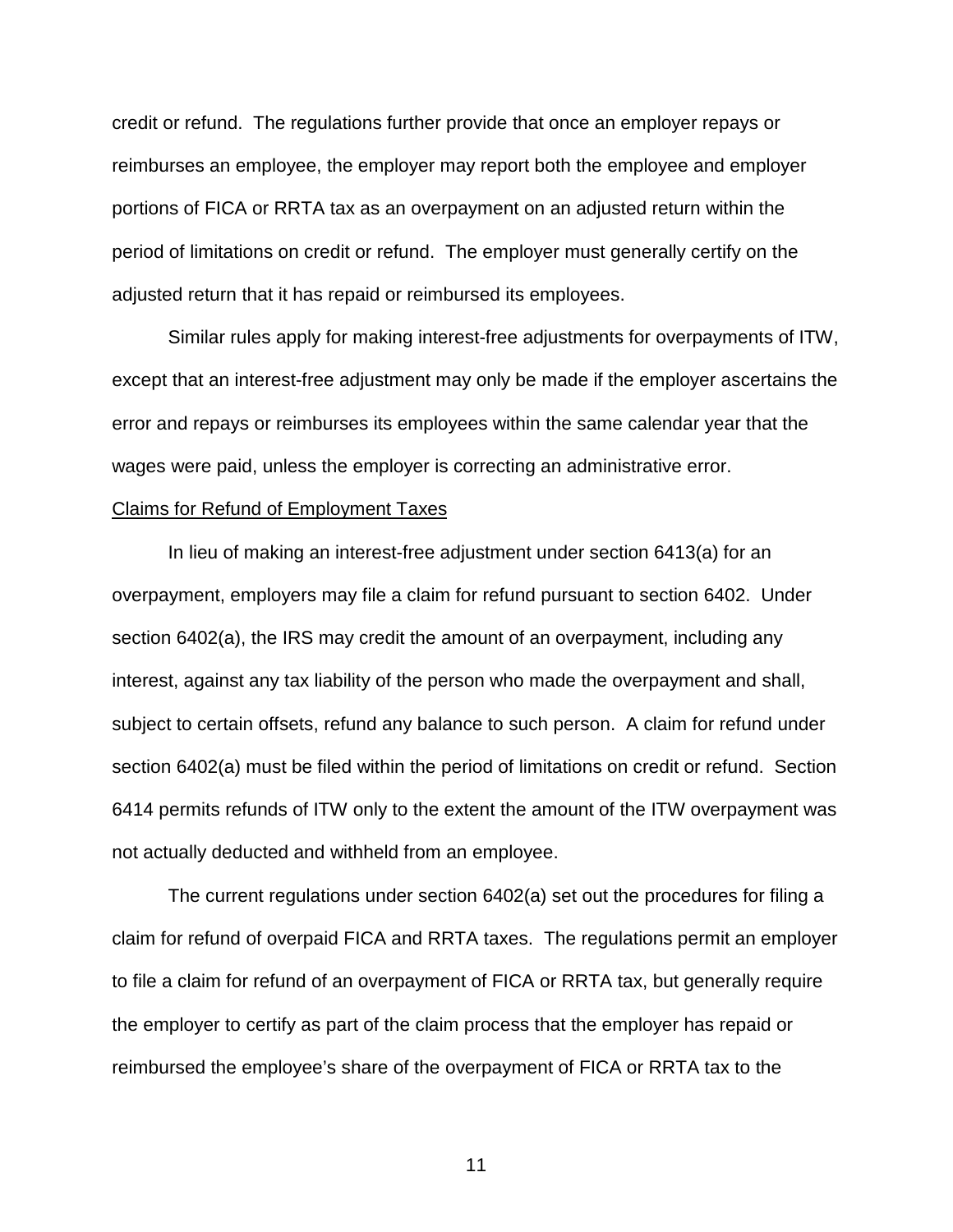credit or refund. The regulations further provide that once an employer repays or reimburses an employee, the employer may report both the employee and employer portions of FICA or RRTA tax as an overpayment on an adjusted return within the period of limitations on credit or refund. The employer must generally certify on the adjusted return that it has repaid or reimbursed its employees.

Similar rules apply for making interest-free adjustments for overpayments of ITW, except that an interest-free adjustment may only be made if the employer ascertains the error and repays or reimburses its employees within the same calendar year that the wages were paid, unless the employer is correcting an administrative error.

Claims for Refund of Employment Taxes

In lieu of making an interest-free adjustment under section 6413(a) for an overpayment, employers may file a claim for refund pursuant to section 6402. Under section 6402(a), the IRS may credit the amount of an overpayment, including any interest, against any tax liability of the person who made the overpayment and shall, subject to certain offsets, refund any balance to such person. A claim for refund under section 6402(a) must be filed within the period of limitations on credit or refund. Section 6414 permits refunds of ITW only to the extent the amount of the ITW overpayment was not actually deducted and withheld from an employee.

The current regulations under section 6402(a) set out the procedures for filing a claim for refund of overpaid FICA and RRTA taxes. The regulations permit an employer to file a claim for refund of an overpayment of FICA or RRTA tax, but generally require the employer to certify as part of the claim process that the employer has repaid or reimbursed the employee's share of the overpayment of FICA or RRTA tax to the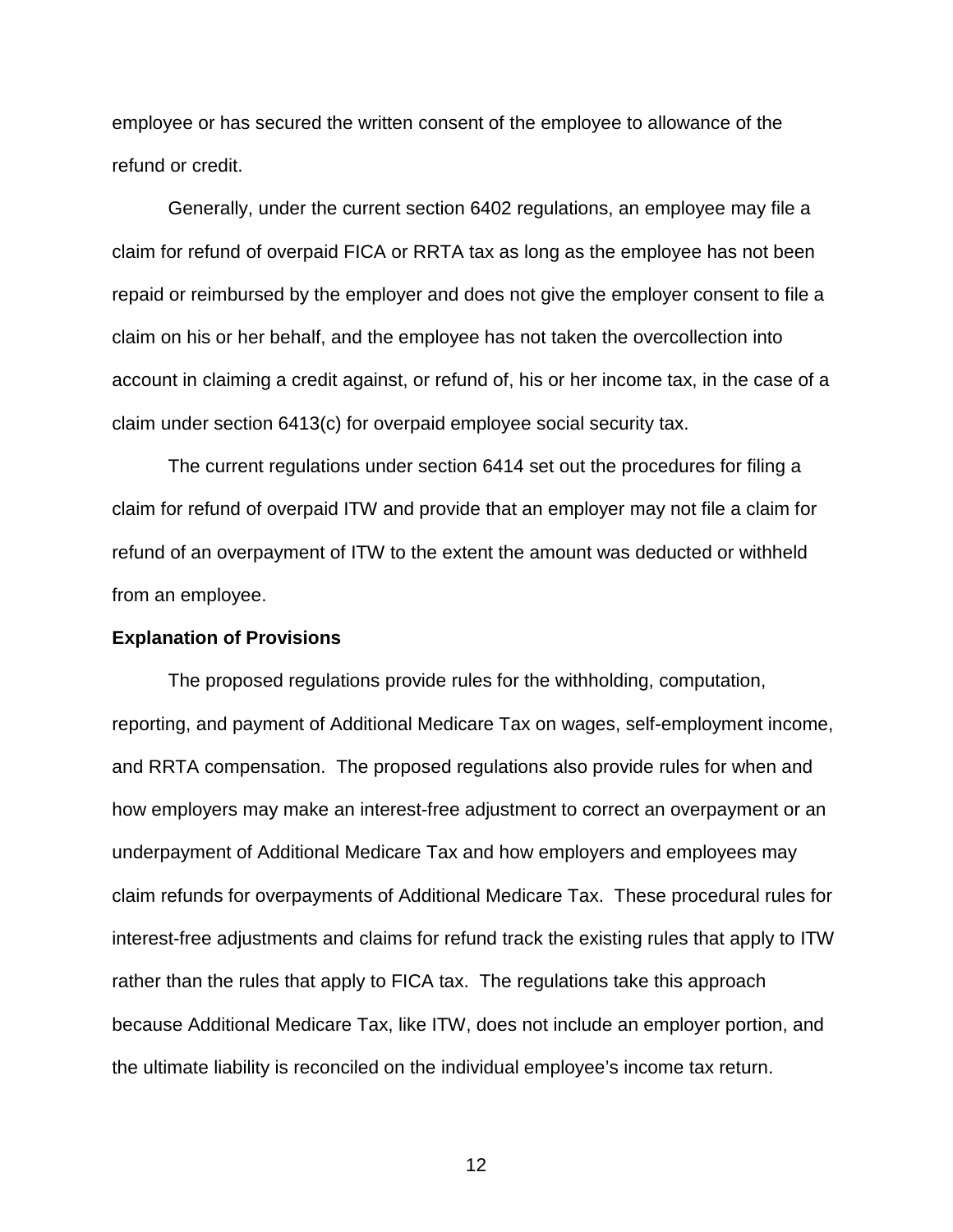employee or has secured the written consent of the employee to allowance of the refund or credit.

Generally, under the current section 6402 regulations, an employee may file a claim for refund of overpaid FICA or RRTA tax as long as the employee has not been repaid or reimbursed by the employer and does not give the employer consent to file a claim on his or her behalf, and the employee has not taken the overcollection into account in claiming a credit against, or refund of, his or her income tax, in the case of a claim under section 6413(c) for overpaid employee social security tax.

The current regulations under section 6414 set out the procedures for filing a claim for refund of overpaid ITW and provide that an employer may not file a claim for refund of an overpayment of ITW to the extent the amount was deducted or withheld from an employee.

**Explanation of Provisions**

The proposed regulations provide rules for the withholding, computation, reporting, and payment of Additional Medicare Tax on wages, self-employment income, and RRTA compensation. The proposed regulations also provide rules for when and how employers may make an interest-free adjustment to correct an overpayment or an underpayment of Additional Medicare Tax and how employers and employees may claim refunds for overpayments of Additional Medicare Tax. These procedural rules for interest-free adjustments and claims for refund track the existing rules that apply to ITW rather than the rules that apply to FICA tax. The regulations take this approach because Additional Medicare Tax, like ITW, does not include an employer portion, and the ultimate liability is reconciled on the individual employee's income tax return.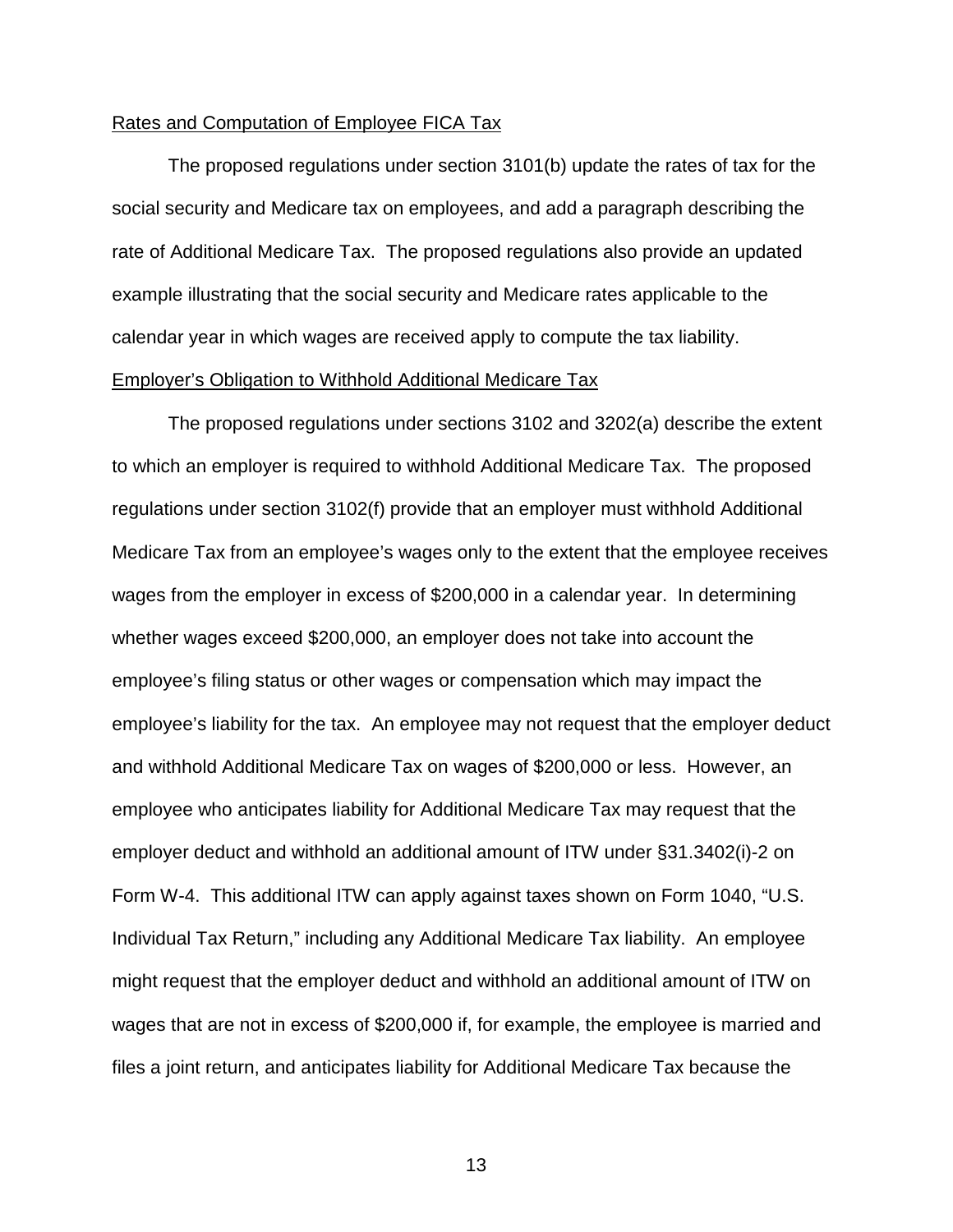Rates and Computation of Employee FICA Tax

The proposed regulations under section 3101(b) update the rates of tax for the social security and Medicare tax on employees, and add a paragraph describing the rate of Additional Medicare Tax. The proposed regulations also provide an updated example illustrating that the social security and Medicare rates applicable to the calendar year in which wages are received apply to compute the tax liability.

Employer's Obligation to Withhold Additional Medicare Tax

The proposed regulations under sections 3102 and 3202(a) describe the extent to which an employer is required to withhold Additional Medicare Tax. The proposed regulations under section 3102(f) provide that an employer must withhold Additional Medicare Tax from an employee's wages only to the extent that the employee receives wages from the employer in excess of $200,000 in a calendar year. In determining whether wages exceed $200,000, an employer does not take into account the employee's filing status or other wages or compensation which may impact the employee's liability for the tax. An employee may not request that the employer deduct and withhold Additional Medicare Tax on wages of $200,000 or less. However, an employee who anticipates liability for Additional Medicare Tax may request that the employer deduct and withhold an additional amount of ITW under §31.3402(i)-2 on Form W-4. This additional ITW can apply against taxes shown on Form 1040, "U.S. Individual Tax Return," including any Additional Medicare Tax liability. An employee might request that the employer deduct and withhold an additional amount of ITW on wages that are not in excess of $200,000 if, for example, the employee is married and files a joint return, and anticipates liability for Additional Medicare Tax because the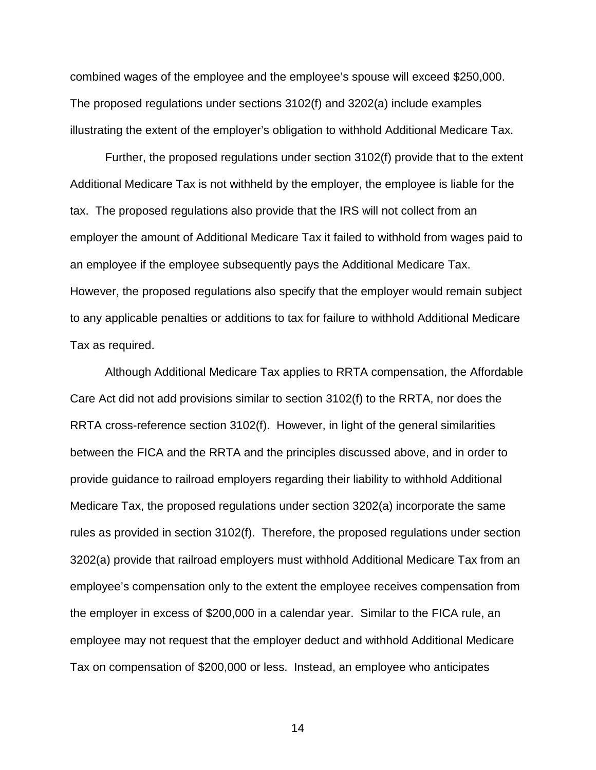combined wages of the employee and the employee's spouse will exceed $250,000. The proposed regulations under sections 3102(f) and 3202(a) include examples illustrating the extent of the employer's obligation to withhold Additional Medicare Tax.

Further, the proposed regulations under section 3102(f) provide that to the extent Additional Medicare Tax is not withheld by the employer, the employee is liable for the tax. The proposed regulations also provide that the IRS will not collect from an employer the amount of Additional Medicare Tax it failed to withhold from wages paid to an employee if the employee subsequently pays the Additional Medicare Tax. However, the proposed regulations also specify that the employer would remain subject to any applicable penalties or additions to tax for failure to withhold Additional Medicare Tax as required.

Although Additional Medicare Tax applies to RRTA compensation, the Affordable Care Act did not add provisions similar to section 3102(f) to the RRTA, nor does the RRTA cross-reference section 3102(f). However, in light of the general similarities between the FICA and the RRTA and the principles discussed above, and in order to provide guidance to railroad employers regarding their liability to withhold Additional Medicare Tax, the proposed regulations under section 3202(a) incorporate the same rules as provided in section 3102(f). Therefore, the proposed regulations under section 3202(a) provide that railroad employers must withhold Additional Medicare Tax from an employee's compensation only to the extent the employee receives compensation from the employer in excess of $200,000 in a calendar year. Similar to the FICA rule, an employee may not request that the employer deduct and withhold Additional Medicare Tax on compensation of $200,000 or less. Instead, an employee who anticipates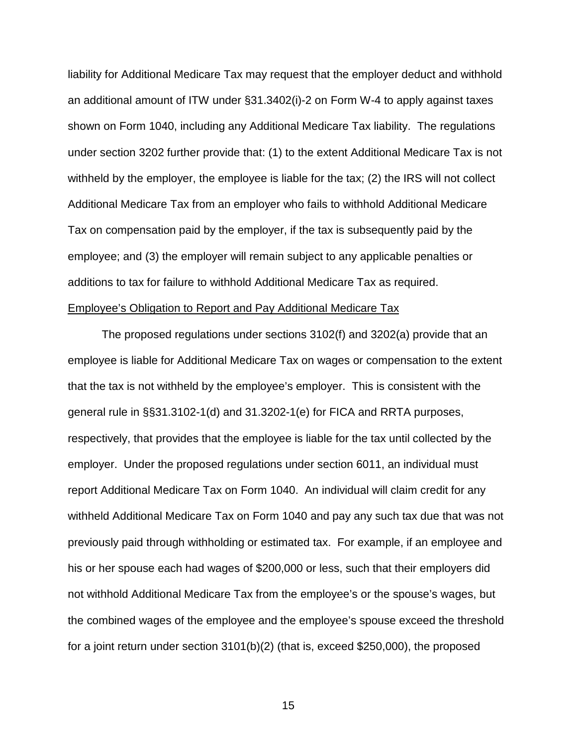liability for Additional Medicare Tax may request that the employer deduct and withhold an additional amount of ITW under §31.3402(i)-2 on Form W-4 to apply against taxes shown on Form 1040, including any Additional Medicare Tax liability. The regulations under section 3202 further provide that: (1) to the extent Additional Medicare Tax is not withheld by the employer, the employee is liable for the tax; (2) the IRS will not collect Additional Medicare Tax from an employer who fails to withhold Additional Medicare Tax on compensation paid by the employer, if the tax is subsequently paid by the employee; and (3) the employer will remain subject to any applicable penalties or additions to tax for failure to withhold Additional Medicare Tax as required.

Employee's Obligation to Report and Pay Additional Medicare Tax

The proposed regulations under sections 3102(f) and 3202(a) provide that an employee is liable for Additional Medicare Tax on wages or compensation to the extent that the tax is not withheld by the employee's employer. This is consistent with the general rule in §§31.3102-1(d) and 31.3202-1(e) for FICA and RRTA purposes, respectively, that provides that the employee is liable for the tax until collected by the employer. Under the proposed regulations under section 6011, an individual must report Additional Medicare Tax on Form 1040. An individual will claim credit for any withheld Additional Medicare Tax on Form 1040 and pay any such tax due that was not previously paid through withholding or estimated tax. For example, if an employee and his or her spouse each had wages of $200,000 or less, such that their employers did not withhold Additional Medicare Tax from the employee's or the spouse's wages, but the combined wages of the employee and the employee's spouse exceed the threshold for a joint return under section 3101(b)(2) (that is, exceed $250,000), the proposed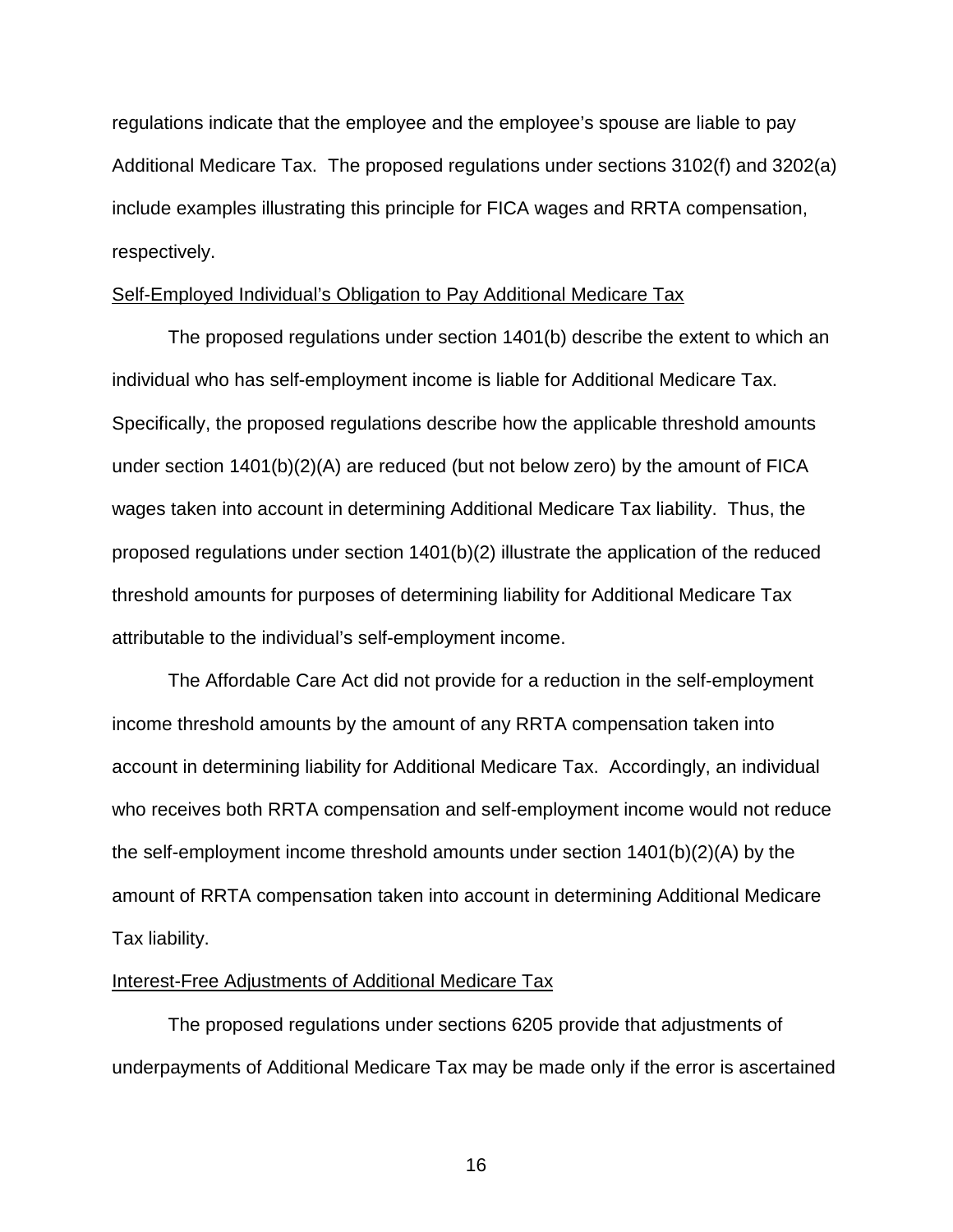regulations indicate that the employee and the employee's spouse are liable to pay Additional Medicare Tax. The proposed regulations under sections 3102(f) and 3202(a) include examples illustrating this principle for FICA wages and RRTA compensation, respectively.

Self-Employed Individual's Obligation to Pay Additional Medicare Tax

The proposed regulations under section 1401(b) describe the extent to which an individual who has self-employment income is liable for Additional Medicare Tax. Specifically, the proposed regulations describe how the applicable threshold amounts under section 1401(b)(2)(A) are reduced (but not below zero) by the amount of FICA wages taken into account in determining Additional Medicare Tax liability. Thus, the proposed regulations under section 1401(b)(2) illustrate the application of the reduced threshold amounts for purposes of determining liability for Additional Medicare Tax attributable to the individual's self-employment income.

The Affordable Care Act did not provide for a reduction in the self-employment income threshold amounts by the amount of any RRTA compensation taken into account in determining liability for Additional Medicare Tax. Accordingly, an individual who receives both RRTA compensation and self-employment income would not reduce the self-employment income threshold amounts under section 1401(b)(2)(A) by the amount of RRTA compensation taken into account in determining Additional Medicare Tax liability.

Interest-Free Adjustments of Additional Medicare Tax

The proposed regulations under sections 6205 provide that adjustments of underpayments of Additional Medicare Tax may be made only if the error is ascertained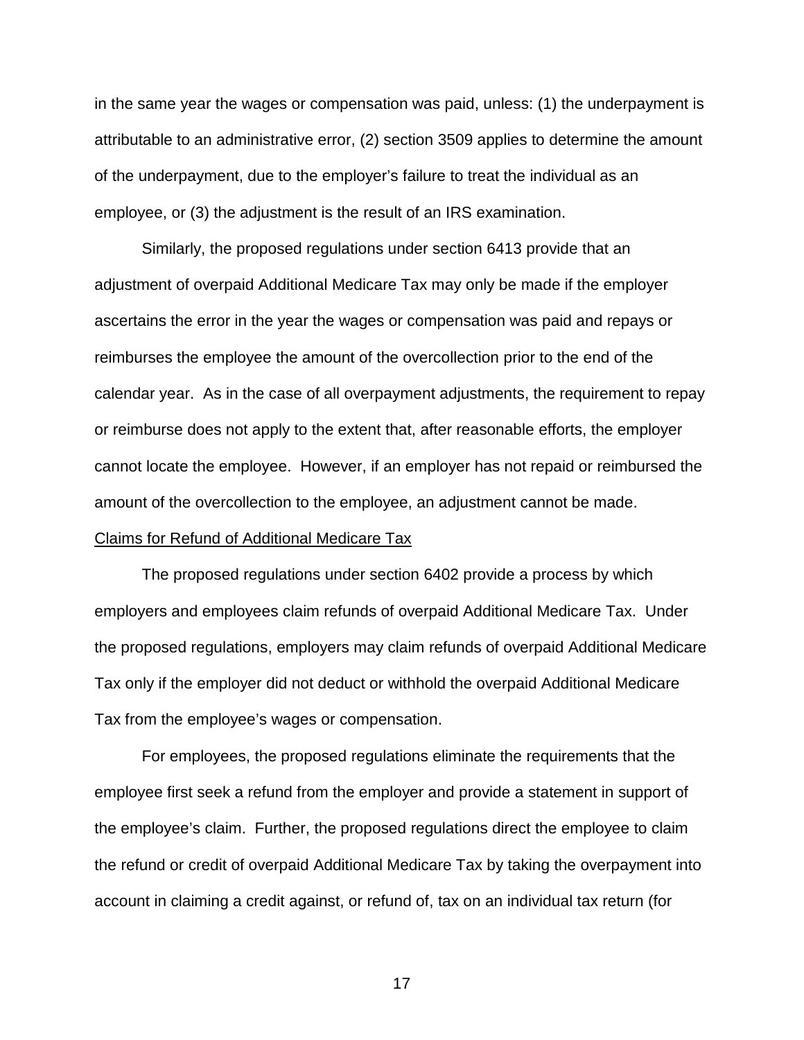in the same year the wages or compensation was paid, unless: (1) the underpayment is attributable to an administrative error, (2) section 3509 applies to determine the amount of the underpayment, due to the employer's failure to treat the individual as an employee, or (3) the adjustment is the result of an IRS examination.

Similarly, the proposed regulations under section 6413 provide that an adjustment of overpaid Additional Medicare Tax may only be made if the employer ascertains the error in the year the wages or compensation was paid and repays or reimburses the employee the amount of the overcollection prior to the end of the calendar year. As in the case of all overpayment adjustments, the requirement to repay or reimburse does not apply to the extent that, after reasonable efforts, the employer cannot locate the employee. However, if an employer has not repaid or reimbursed the amount of the overcollection to the employee, an adjustment cannot be made.

Claims for Refund of Additional Medicare Tax

The proposed regulations under section 6402 provide a process by which employers and employees claim refunds of overpaid Additional Medicare Tax. Under the proposed regulations, employers may claim refunds of overpaid Additional Medicare Tax only if the employer did not deduct or withhold the overpaid Additional Medicare Tax from the employee's wages or compensation.

For employees, the proposed regulations eliminate the requirements that the employee first seek a refund from the employer and provide a statement in support of the employee's claim. Further, the proposed regulations direct the employee to claim the refund or credit of overpaid Additional Medicare Tax by taking the overpayment into account in claiming a credit against, or refund of, tax on an individual tax return (for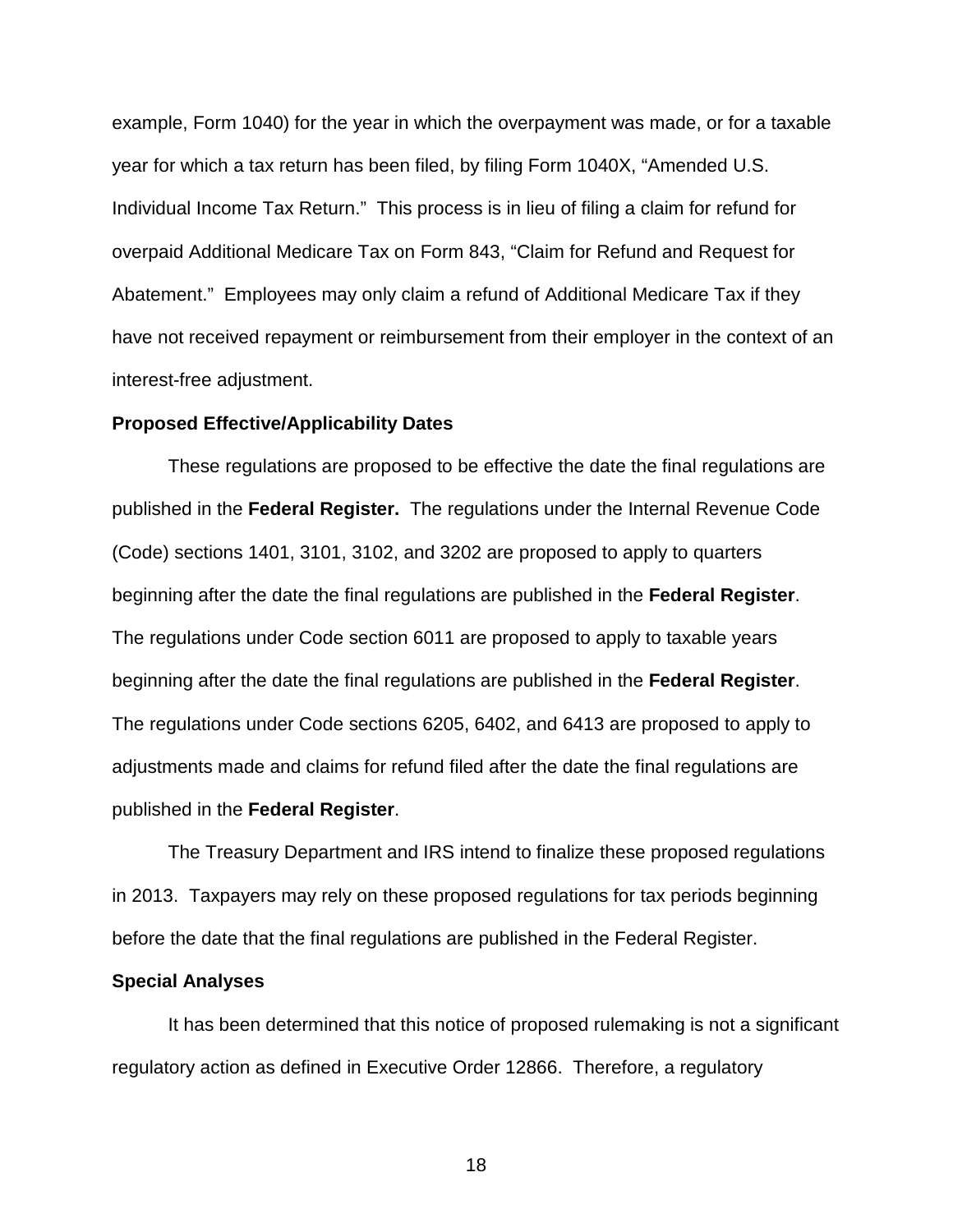example, Form 1040) for the year in which the overpayment was made, or for a taxable year for which a tax return has been filed, by filing Form 1040X, "Amended U.S. Individual Income Tax Return." This process is in lieu of filing a claim for refund for overpaid Additional Medicare Tax on Form 843, "Claim for Refund and Request for Abatement." Employees may only claim a refund of Additional Medicare Tax if they have not received repayment or reimbursement from their employer in the context of an interest-free adjustment.

**Proposed Effective/Applicability Dates**

These regulations are proposed to be effective the date the final regulations are published in the **Federal Register.** The regulations under the Internal Revenue Code (Code) sections 1401, 3101, 3102, and 3202 are proposed to apply to quarters beginning after the date the final regulations are published in the **Federal Register**. The regulations under Code section 6011 are proposed to apply to taxable years beginning after the date the final regulations are published in the **Federal Register**. The regulations under Code sections 6205, 6402, and 6413 are proposed to apply to adjustments made and claims for refund filed after the date the final regulations are published in the **Federal Register**.

The Treasury Department and IRS intend to finalize these proposed regulations in 2013. Taxpayers may rely on these proposed regulations for tax periods beginning before the date that the final regulations are published in the Federal Register.

**Special Analyses**

It has been determined that this notice of proposed rulemaking is not a significant regulatory action as defined in Executive Order 12866. Therefore, a regulatory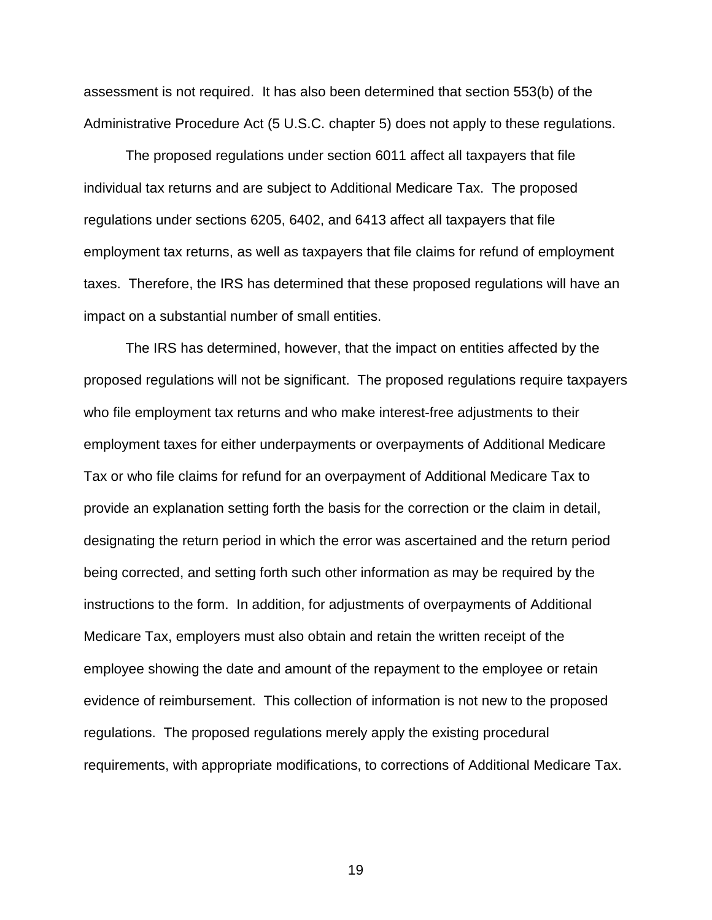assessment is not required. It has also been determined that section 553(b) of the Administrative Procedure Act (5 U.S.C. chapter 5) does not apply to these regulations.

The proposed regulations under section 6011 affect all taxpayers that file individual tax returns and are subject to Additional Medicare Tax. The proposed regulations under sections 6205, 6402, and 6413 affect all taxpayers that file employment tax returns, as well as taxpayers that file claims for refund of employment taxes. Therefore, the IRS has determined that these proposed regulations will have an impact on a substantial number of small entities.

The IRS has determined, however, that the impact on entities affected by the proposed regulations will not be significant. The proposed regulations require taxpayers who file employment tax returns and who make interest-free adjustments to their employment taxes for either underpayments or overpayments of Additional Medicare Tax or who file claims for refund for an overpayment of Additional Medicare Tax to provide an explanation setting forth the basis for the correction or the claim in detail, designating the return period in which the error was ascertained and the return period being corrected, and setting forth such other information as may be required by the instructions to the form. In addition, for adjustments of overpayments of Additional Medicare Tax, employers must also obtain and retain the written receipt of the employee showing the date and amount of the repayment to the employee or retain evidence of reimbursement. This collection of information is not new to the proposed regulations. The proposed regulations merely apply the existing procedural requirements, with appropriate modifications, to corrections of Additional Medicare Tax.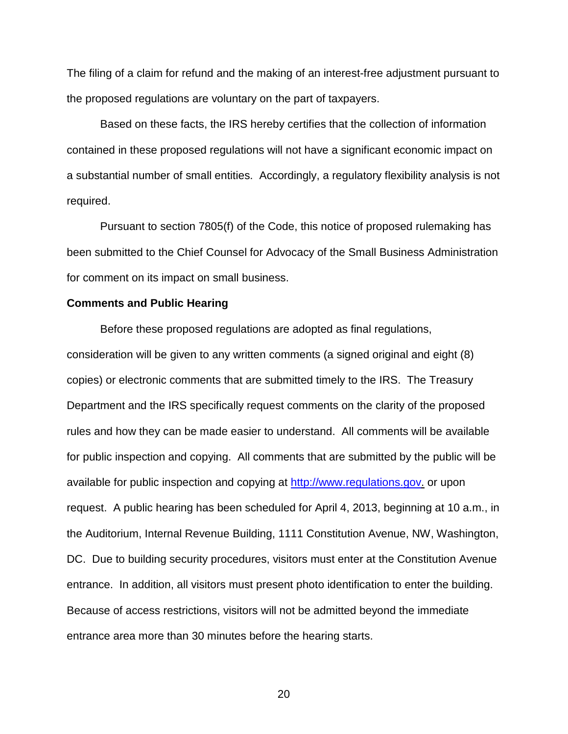The filing of a claim for refund and the making of an interest-free adjustment pursuant to the proposed regulations are voluntary on the part of taxpayers.

Based on these facts, the IRS hereby certifies that the collection of information contained in these proposed regulations will not have a significant economic impact on a substantial number of small entities. Accordingly, a regulatory flexibility analysis is not required.

Pursuant to section 7805(f) of the Code, this notice of proposed rulemaking has been submitted to the Chief Counsel for Advocacy of the Small Business Administration for comment on its impact on small business.

**Comments and Public Hearing**

Before these proposed regulations are adopted as final regulations, consideration will be given to any written comments (a signed original and eight (8) copies) or electronic comments that are submitted timely to the IRS. The Treasury Department and the IRS specifically request comments on the clarity of the proposed rules and how they can be made easier to understand. All comments will be available for public inspection and copying. All comments that are submitted by the public will be available for public inspection and copying at [http://www.regulations.gov.](http://www.regulations.gov) or upon request. A public hearing has been scheduled for April 4, 2013, beginning at 10 a.m., in the Auditorium, Internal Revenue Building, 1111 Constitution Avenue, NW, Washington, DC. Due to building security procedures, visitors must enter at the Constitution Avenue entrance. In addition, all visitors must present photo identification to enter the building. Because of access restrictions, visitors will not be admitted beyond the immediate entrance area more than 30 minutes before the hearing starts.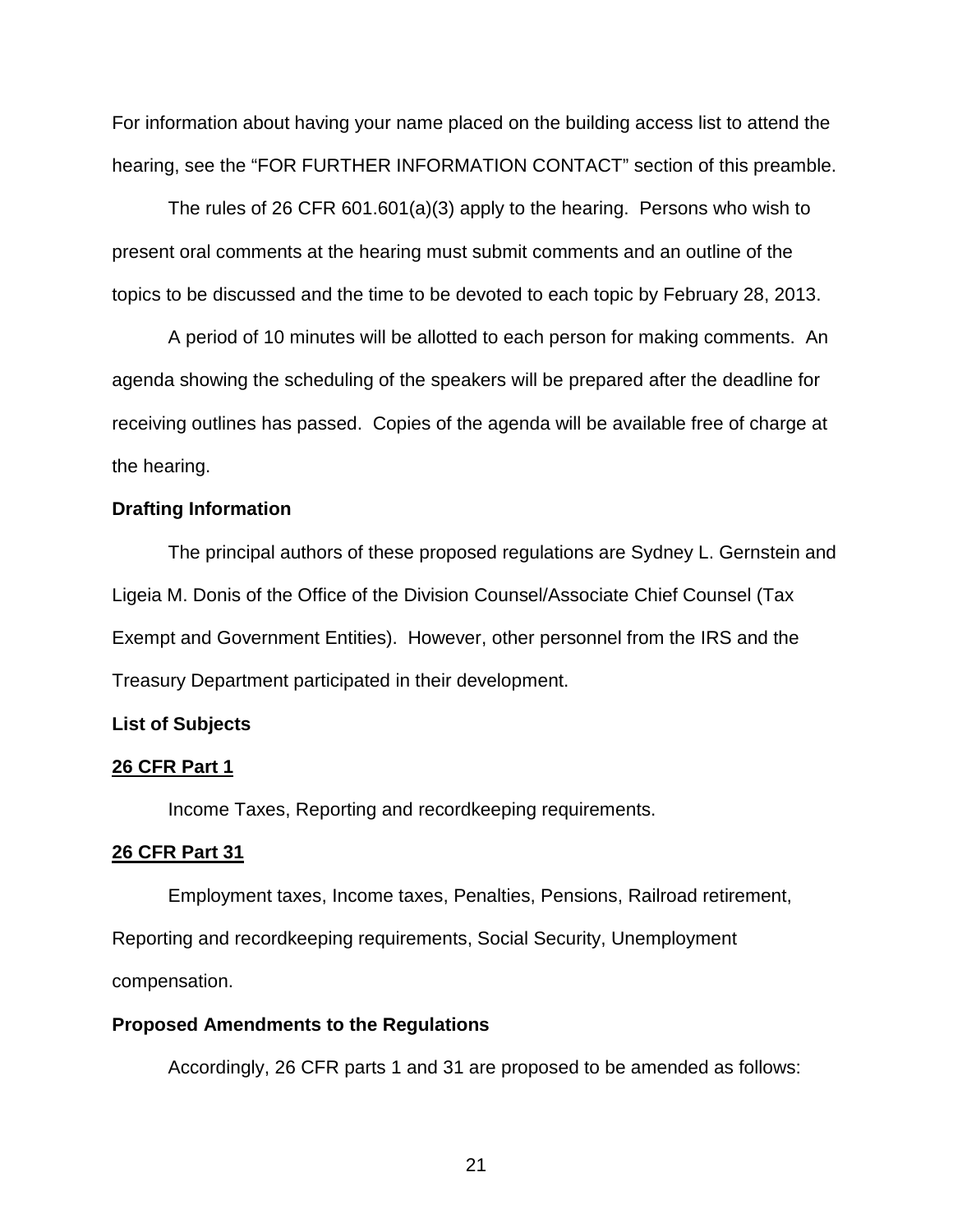For information about having your name placed on the building access list to attend the hearing, see the "FOR FURTHER INFORMATION CONTACT" section of this preamble.

The rules of 26 CFR 601.601(a)(3) apply to the hearing. Persons who wish to present oral comments at the hearing must submit comments and an outline of the topics to be discussed and the time to be devoted to each topic by February 28, 2013.

A period of 10 minutes will be allotted to each person for making comments. An agenda showing the scheduling of the speakers will be prepared after the deadline for receiving outlines has passed. Copies of the agenda will be available free of charge at the hearing.

**Drafting Information**

The principal authors of these proposed regulations are Sydney L. Gernstein and Ligeia M. Donis of the Office of the Division Counsel/Associate Chief Counsel (Tax Exempt and Government Entities). However, other personnel from the IRS and the Treasury Department participated in their development.

**List of Subjects**

**26 CFR Part 1**

Income Taxes, Reporting and recordkeeping requirements.

**26 CFR Part 31**

Employment taxes, Income taxes, Penalties, Pensions, Railroad retirement, Reporting and recordkeeping requirements, Social Security, Unemployment compensation.

**Proposed Amendments to the Regulations**

Accordingly, 26 CFR parts 1 and 31 are proposed to be amended as follows: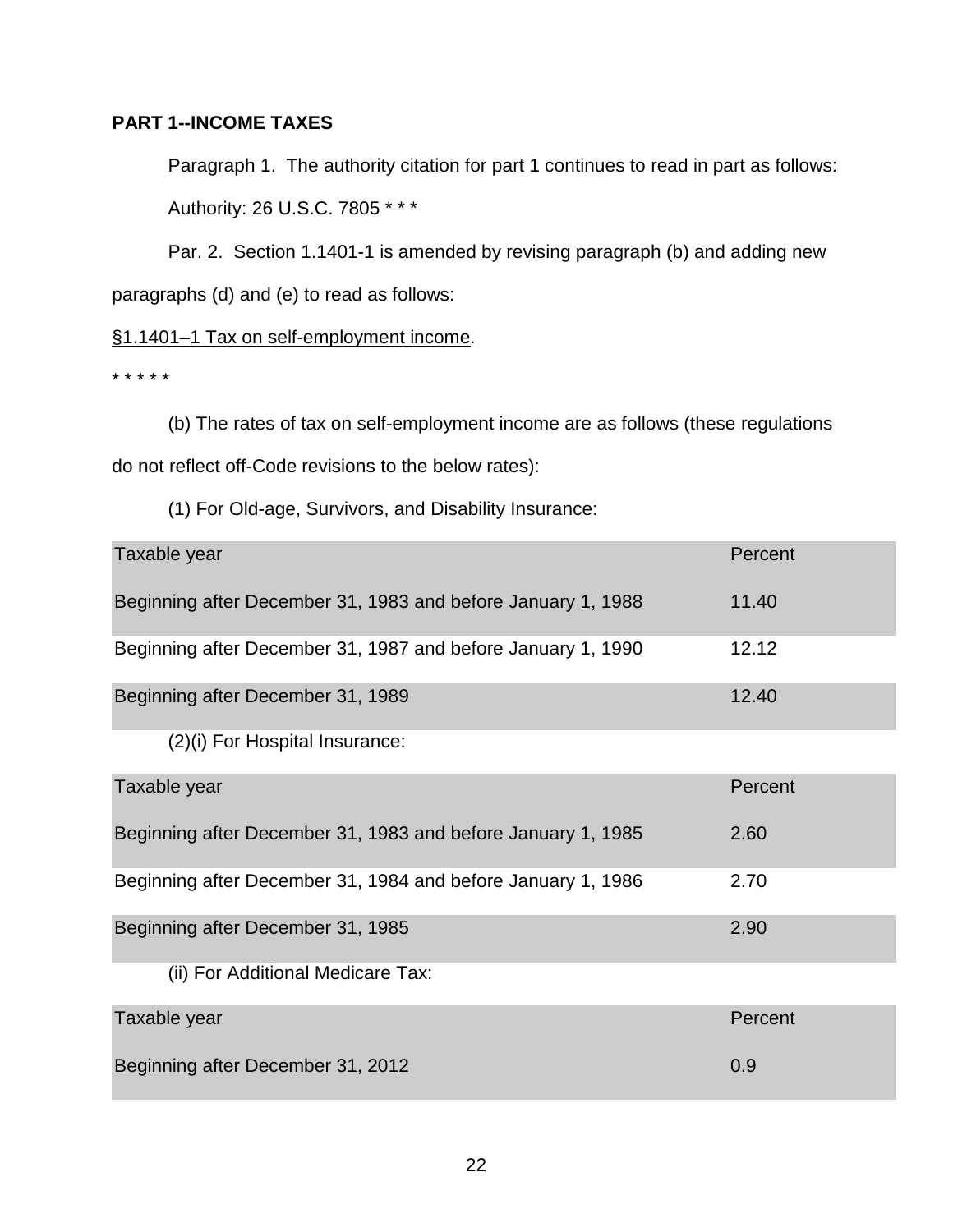**PART 1--INCOME TAXES**

Paragraph 1. The authority citation for part 1 continues to read in part as follows:

Authority: 26 U.S.C. 7805 * * *

Par. 2. Section 1.1401-1 is amended by revising paragraph (b) and adding new paragraphs (d) and (e) to read as follows:

<u>§1.1401–1 Tax on self-employment income</u>.

* * * * *

(b) The rates of tax on self-employment income are as follows (these regulations do not reflect off-Code revisions to the below rates):

(1) For Old-age, Survivors, and Disability Insurance:

| Taxable year | Percent |
|---|---|
| Beginning after December 31, 1983 and before January 1, 1988 | 11.40 |
| Beginning after December 31, 1987 and before January 1, 1990 | 12.12 |
| Beginning after December 31, 1989 | 12.40 |

(2)(i) For Hospital Insurance:

| Taxable year | Percent |
|---|---|
| Beginning after December 31, 1983 and before January 1, 1985 | 2.60 |
| Beginning after December 31, 1984 and before January 1, 1986 | 2.70 |
| Beginning after December 31, 1985 | 2.90 |

(ii) For Additional Medicare Tax:

| Taxable year | Percent |
|---|---|
| Beginning after December 31, 2012 | 0.9 |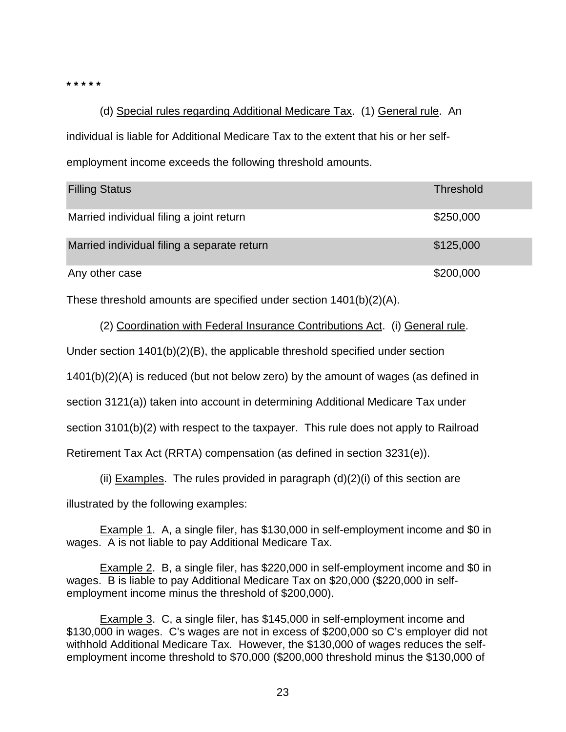**\* \* \* \* \***

(d) Special rules regarding Additional Medicare Tax. (1) General rule. An individual is liable for Additional Medicare Tax to the extent that his or her self-employment income exceeds the following threshold amounts.

| Filling Status | Threshold |
|---|---|
| Married individual filing a joint return | $250,000 |
| Married individual filing a separate return | $125,000 |
| Any other case | $200,000 |

These threshold amounts are specified under section 1401(b)(2)(A).

(2) Coordination with Federal Insurance Contributions Act. (i) General rule. Under section 1401(b)(2)(B), the applicable threshold specified under section 1401(b)(2)(A) is reduced (but not below zero) by the amount of wages (as defined in section 3121(a)) taken into account in determining Additional Medicare Tax under section 3101(b)(2) with respect to the taxpayer. This rule does not apply to Railroad Retirement Tax Act (RRTA) compensation (as defined in section 3231(e)).

(ii) Examples. The rules provided in paragraph (d)(2)(i) of this section are illustrated by the following examples:

Example 1. A, a single filer, has $130,000 in self-employment income and $0 in wages. A is not liable to pay Additional Medicare Tax.

Example 2. B, a single filer, has $220,000 in self-employment income and $0 in wages. B is liable to pay Additional Medicare Tax on $20,000 ($220,000 in self-employment income minus the threshold of $200,000).

Example 3. C, a single filer, has $145,000 in self-employment income and $130,000 in wages. C's wages are not in excess of $200,000 so C's employer did not withhold Additional Medicare Tax. However, the $130,000 of wages reduces the self-employment income threshold to $70,000 ($200,000 threshold minus the $130,000 of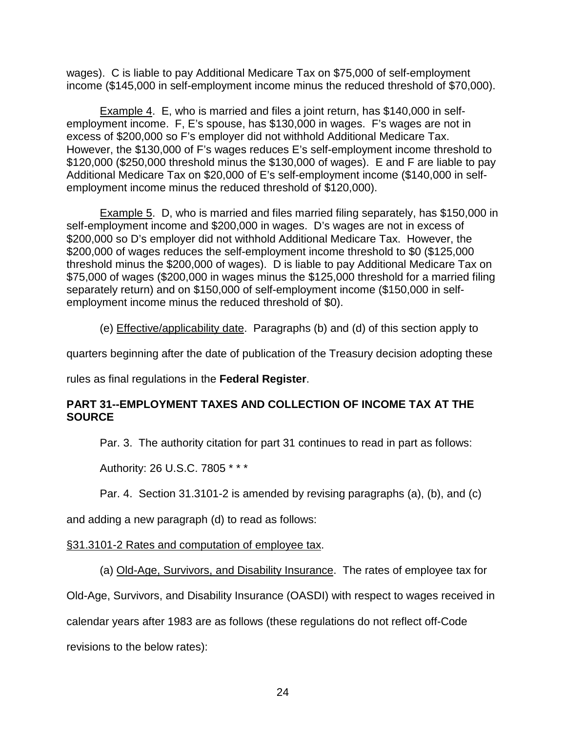wages). C is liable to pay Additional Medicare Tax on $75,000 of self-employment income ($145,000 in self-employment income minus the reduced threshold of $70,000).

Example 4. E, who is married and files a joint return, has $140,000 in self-employment income. F, E's spouse, has $130,000 in wages. F's wages are not in excess of $200,000 so F's employer did not withhold Additional Medicare Tax. However, the $130,000 of F's wages reduces E's self-employment income threshold to $120,000 ($250,000 threshold minus the $130,000 of wages). E and F are liable to pay Additional Medicare Tax on $20,000 of E's self-employment income ($140,000 in self-employment income minus the reduced threshold of $120,000).

Example 5. D, who is married and files married filing separately, has $150,000 in self-employment income and $200,000 in wages. D's wages are not in excess of $200,000 so D's employer did not withhold Additional Medicare Tax. However, the $200,000 of wages reduces the self-employment income threshold to $0 ($125,000 threshold minus the $200,000 of wages). D is liable to pay Additional Medicare Tax on $75,000 of wages ($200,000 in wages minus the $125,000 threshold for a married filing separately return) and on $150,000 of self-employment income ($150,000 in self-employment income minus the reduced threshold of $0).

(e) Effective/applicability date. Paragraphs (b) and (d) of this section apply to quarters beginning after the date of publication of the Treasury decision adopting these rules as final regulations in the **Federal Register**.

**PART 31--EMPLOYMENT TAXES AND COLLECTION OF INCOME TAX AT THE SOURCE**

Par. 3. The authority citation for part 31 continues to read in part as follows:

Authority: 26 U.S.C. 7805 * * *

Par. 4. Section 31.3101-2 is amended by revising paragraphs (a), (b), and (c) and adding a new paragraph (d) to read as follows:

§31.3101-2 Rates and computation of employee tax.

(a) Old-Age, Survivors, and Disability Insurance. The rates of employee tax for Old-Age, Survivors, and Disability Insurance (OASDI) with respect to wages received in calendar years after 1983 are as follows (these regulations do not reflect off-Code revisions to the below rates):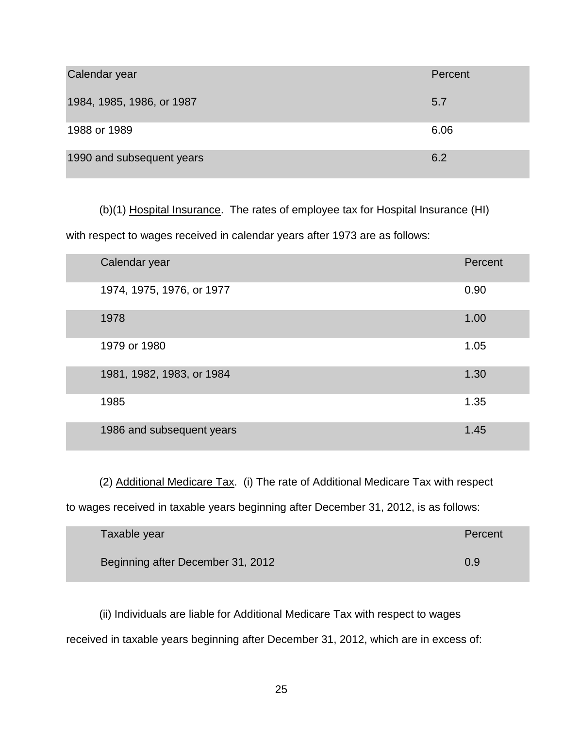| Calendar year | Percent |
|---|---|
| 1984, 1985, 1986, or 1987 | 5.7 |
| 1988 or 1989 | 6.06 |
| 1990 and subsequent years | 6.2 |

(b)(1) Hospital Insurance. The rates of employee tax for Hospital Insurance (HI) with respect to wages received in calendar years after 1973 are as follows:

| Calendar year | Percent |
|---|---|
| 1974, 1975, 1976, or 1977 | 0.90 |
| 1978 | 1.00 |
| 1979 or 1980 | 1.05 |
| 1981, 1982, 1983, or 1984 | 1.30 |
| 1985 | 1.35 |
| 1986 and subsequent years | 1.45 |

(2) Additional Medicare Tax. (i) The rate of Additional Medicare Tax with respect to wages received in taxable years beginning after December 31, 2012, is as follows:

| Taxable year | Percent |
|---|---|
| Beginning after December 31, 2012 | 0.9 |

(ii) Individuals are liable for Additional Medicare Tax with respect to wages received in taxable years beginning after December 31, 2012, which are in excess of: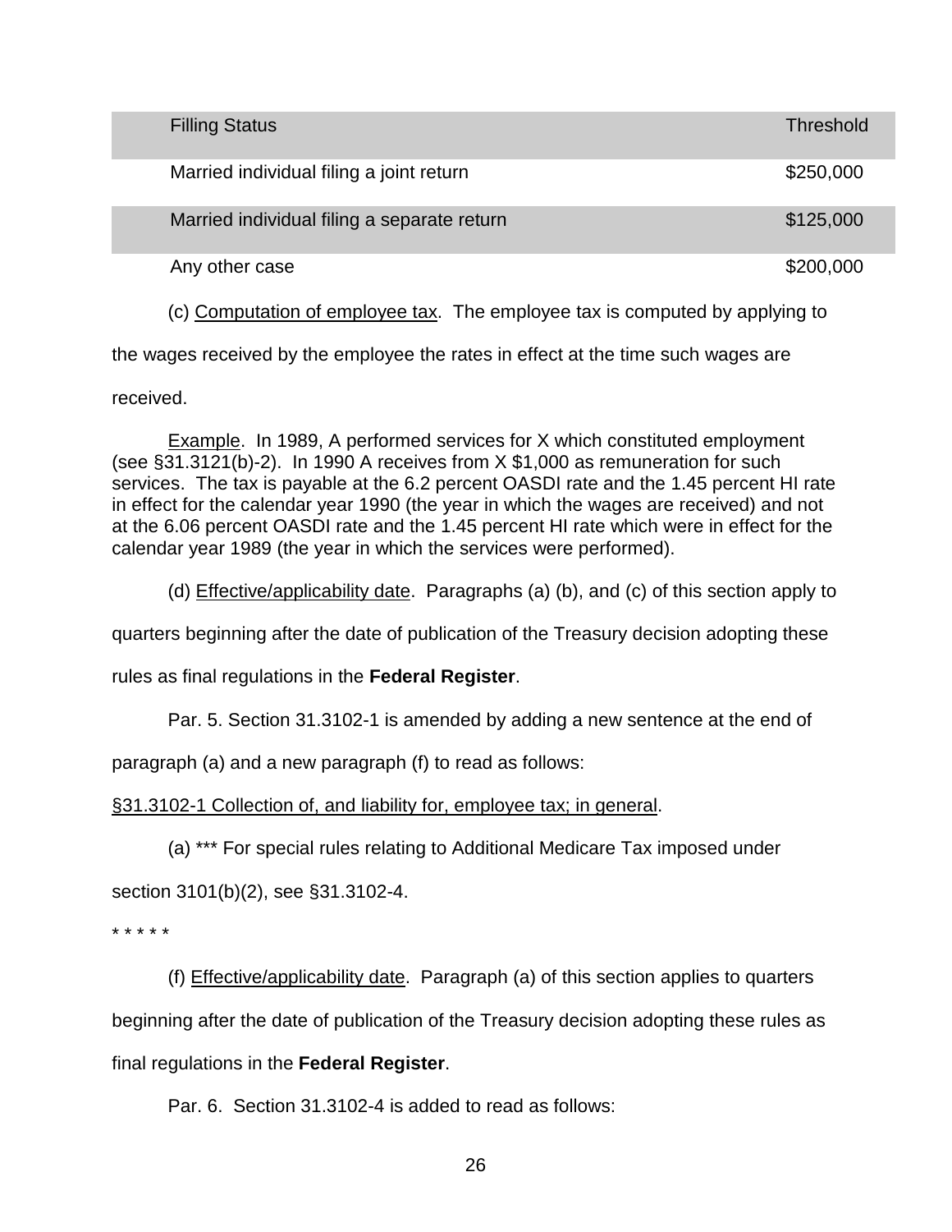| Filling Status | Threshold |
| --- | --- |
| Married individual filing a joint return | $250,000 |
| Married individual filing a separate return | $125,000 |
| Any other case | $200,000 |

(c) Computation of employee tax. The employee tax is computed by applying to the wages received by the employee the rates in effect at the time such wages are received.

Example. In 1989, A performed services for X which constituted employment (see §31.3121(b)-2). In 1990 A receives from X $1,000 as remuneration for such services. The tax is payable at the 6.2 percent OASDI rate and the 1.45 percent HI rate in effect for the calendar year 1990 (the year in which the wages are received) and not at the 6.06 percent OASDI rate and the 1.45 percent HI rate which were in effect for the calendar year 1989 (the year in which the services were performed).

(d) Effective/applicability date. Paragraphs (a) (b), and (c) of this section apply to quarters beginning after the date of publication of the Treasury decision adopting these rules as final regulations in the **Federal Register**.

Par. 5. Section 31.3102-1 is amended by adding a new sentence at the end of paragraph (a) and a new paragraph (f) to read as follows:

§31.3102-1 Collection of, and liability for, employee tax; in general.

(a) *** For special rules relating to Additional Medicare Tax imposed under section 3101(b)(2), see §31.3102-4.

* * * * *

(f) Effective/applicability date. Paragraph (a) of this section applies to quarters beginning after the date of publication of the Treasury decision adopting these rules as final regulations in the **Federal Register**.

Par. 6. Section 31.3102-4 is added to read as follows: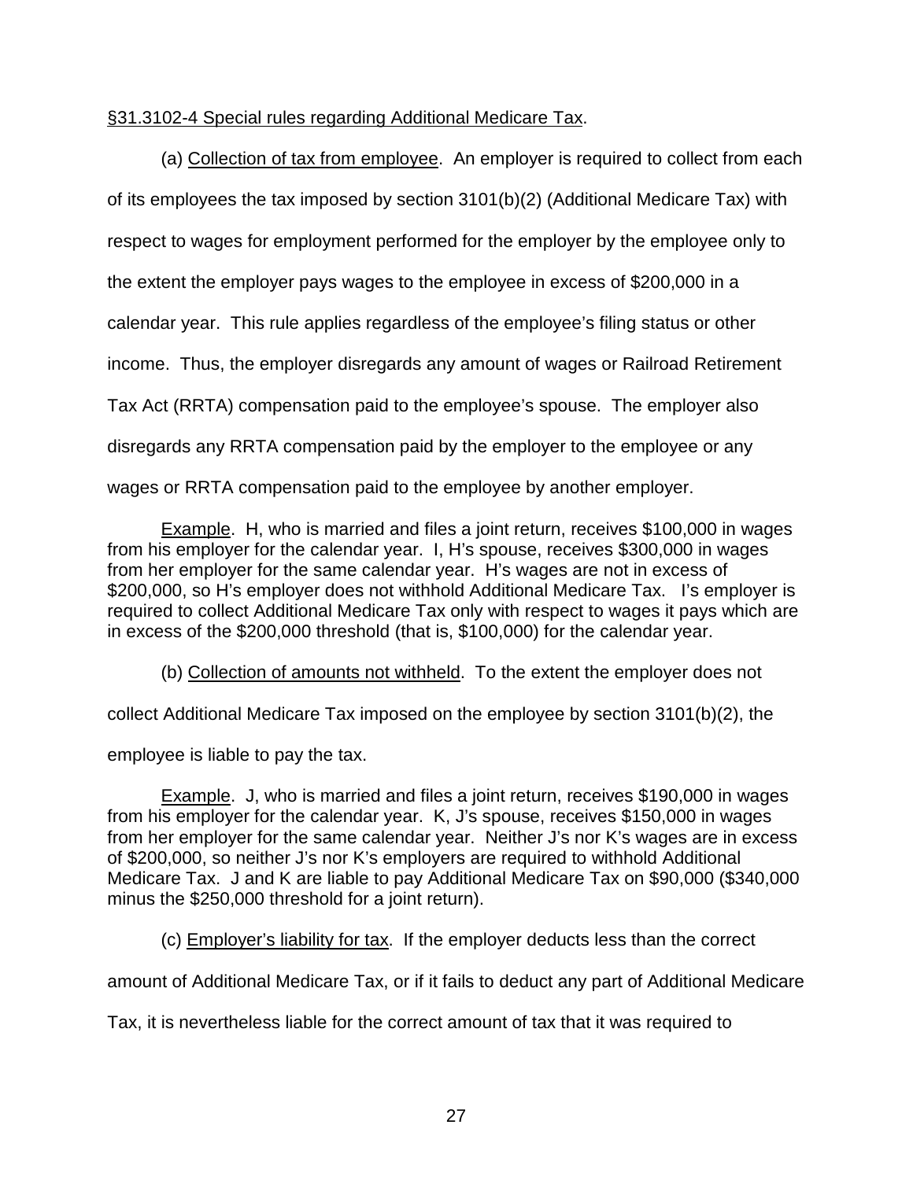<u>§31.3102-4 Special rules regarding Additional Medicare Tax</u>.

(a) <u>Collection of tax from employee</u>. An employer is required to collect from each of its employees the tax imposed by section 3101(b)(2) (Additional Medicare Tax) with respect to wages for employment performed for the employer by the employee only to the extent the employer pays wages to the employee in excess of $200,000 in a calendar year. This rule applies regardless of the employee's filing status or other income. Thus, the employer disregards any amount of wages or Railroad Retirement Tax Act (RRTA) compensation paid to the employee's spouse. The employer also disregards any RRTA compensation paid by the employer to the employee or any wages or RRTA compensation paid to the employee by another employer.

<u>Example</u>. H, who is married and files a joint return, receives $100,000 in wages from his employer for the calendar year. I, H's spouse, receives $300,000 in wages from her employer for the same calendar year. H's wages are not in excess of $200,000, so H's employer does not withhold Additional Medicare Tax. I's employer is required to collect Additional Medicare Tax only with respect to wages it pays which are in excess of the $200,000 threshold (that is, $100,000) for the calendar year.

(b) <u>Collection of amounts not withheld</u>. To the extent the employer does not collect Additional Medicare Tax imposed on the employee by section 3101(b)(2), the employee is liable to pay the tax.

<u>Example</u>. J, who is married and files a joint return, receives $190,000 in wages from his employer for the calendar year. K, J's spouse, receives $150,000 in wages from her employer for the same calendar year. Neither J's nor K's wages are in excess of $200,000, so neither J's nor K's employers are required to withhold Additional Medicare Tax. J and K are liable to pay Additional Medicare Tax on $90,000 ($340,000 minus the $250,000 threshold for a joint return).

(c) <u>Employer's liability for tax</u>. If the employer deducts less than the correct amount of Additional Medicare Tax, or if it fails to deduct any part of Additional Medicare Tax, it is nevertheless liable for the correct amount of tax that it was required to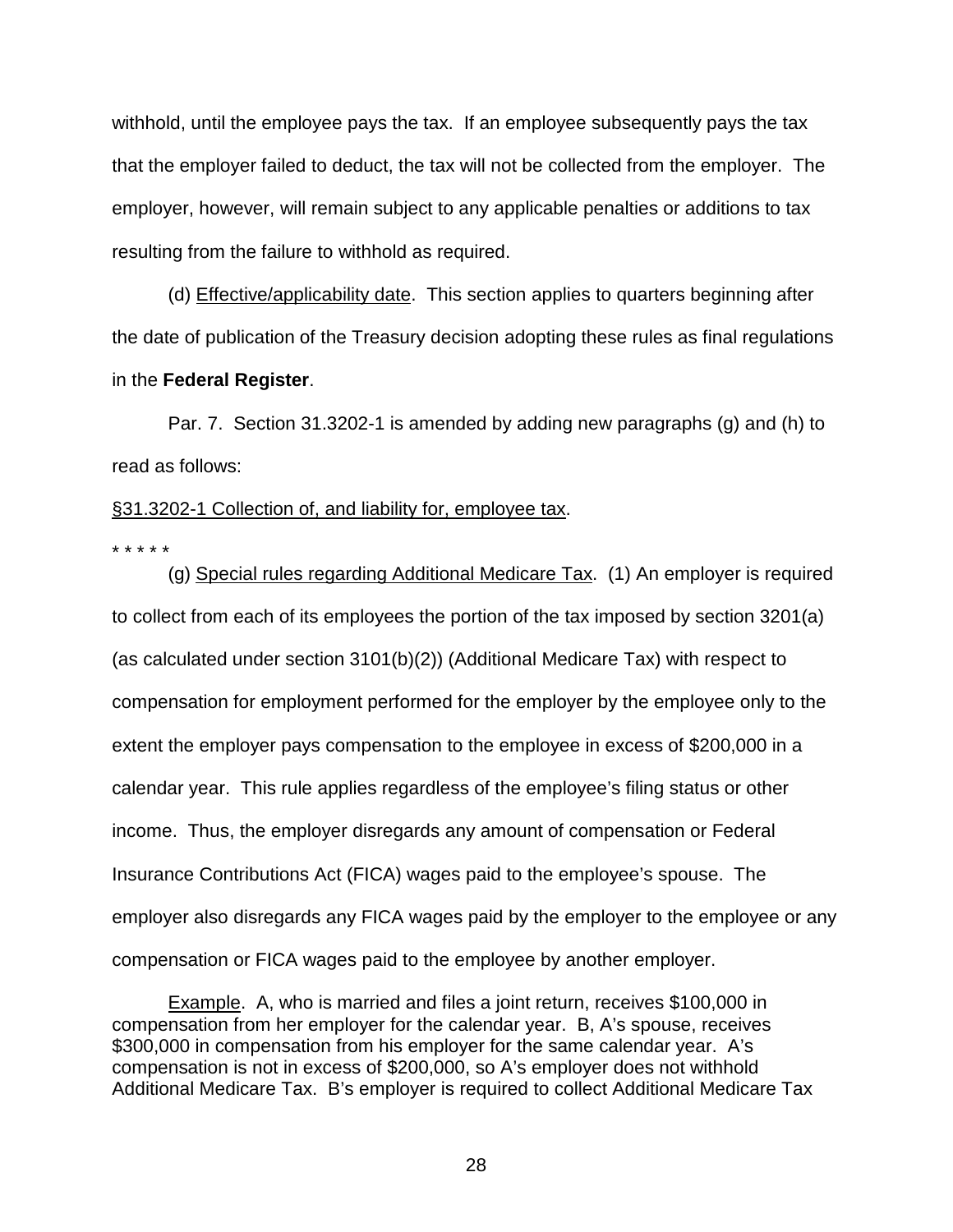withhold, until the employee pays the tax. If an employee subsequently pays the tax that the employer failed to deduct, the tax will not be collected from the employer. The employer, however, will remain subject to any applicable penalties or additions to tax resulting from the failure to withhold as required.

(d) Effective/applicability date. This section applies to quarters beginning after the date of publication of the Treasury decision adopting these rules as final regulations in the **Federal Register**.

Par. 7. Section 31.3202-1 is amended by adding new paragraphs (g) and (h) to read as follows:

§31.3202-1 Collection of, and liability for, employee tax.

* * * * *

(g) Special rules regarding Additional Medicare Tax. (1) An employer is required to collect from each of its employees the portion of the tax imposed by section 3201(a) (as calculated under section 3101(b)(2)) (Additional Medicare Tax) with respect to compensation for employment performed for the employer by the employee only to the extent the employer pays compensation to the employee in excess of $200,000 in a calendar year. This rule applies regardless of the employee's filing status or other income. Thus, the employer disregards any amount of compensation or Federal Insurance Contributions Act (FICA) wages paid to the employee's spouse. The employer also disregards any FICA wages paid by the employer to the employee or any compensation or FICA wages paid to the employee by another employer.

Example. A, who is married and files a joint return, receives $100,000 in compensation from her employer for the calendar year. B, A's spouse, receives $300,000 in compensation from his employer for the same calendar year. A's compensation is not in excess of $200,000, so A's employer does not withhold Additional Medicare Tax. B's employer is required to collect Additional Medicare Tax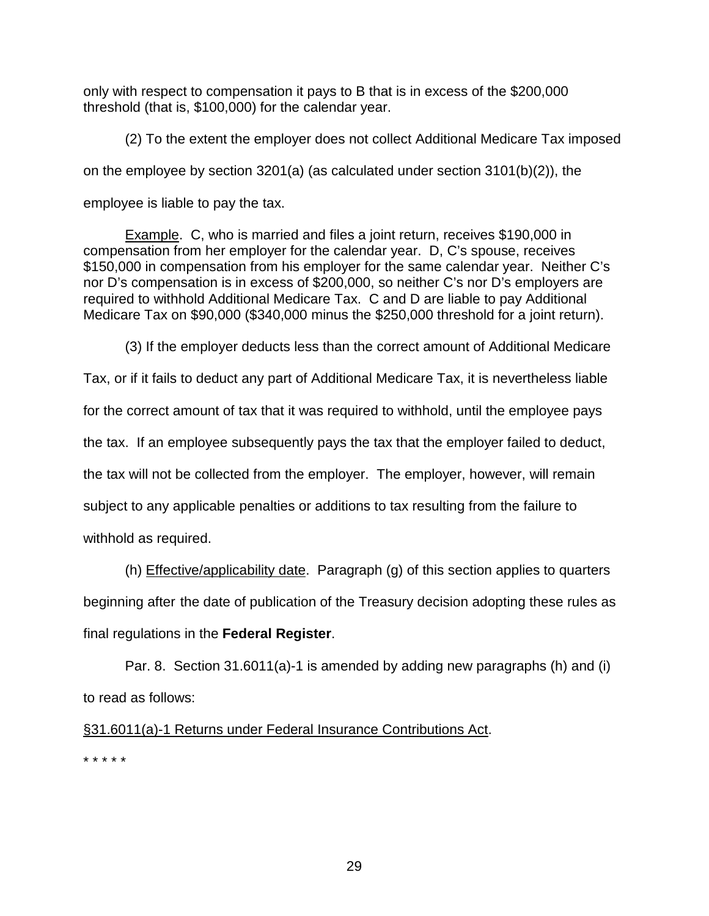only with respect to compensation it pays to B that is in excess of the $200,000 threshold (that is, $100,000) for the calendar year.

(2) To the extent the employer does not collect Additional Medicare Tax imposed on the employee by section 3201(a) (as calculated under section 3101(b)(2)), the employee is liable to pay the tax.

Example. C, who is married and files a joint return, receives $190,000 in compensation from her employer for the calendar year. D, C's spouse, receives $150,000 in compensation from his employer for the same calendar year. Neither C's nor D's compensation is in excess of $200,000, so neither C's nor D's employers are required to withhold Additional Medicare Tax. C and D are liable to pay Additional Medicare Tax on $90,000 ($340,000 minus the $250,000 threshold for a joint return).

(3) If the employer deducts less than the correct amount of Additional Medicare Tax, or if it fails to deduct any part of Additional Medicare Tax, it is nevertheless liable for the correct amount of tax that it was required to withhold, until the employee pays the tax. If an employee subsequently pays the tax that the employer failed to deduct, the tax will not be collected from the employer. The employer, however, will remain subject to any applicable penalties or additions to tax resulting from the failure to withhold as required.

(h) Effective/applicability date. Paragraph (g) of this section applies to quarters beginning after the date of publication of the Treasury decision adopting these rules as final regulations in the **Federal Register**.

Par. 8. Section 31.6011(a)-1 is amended by adding new paragraphs (h) and (i) to read as follows:

§31.6011(a)-1 Returns under Federal Insurance Contributions Act.

\* \* \* \* \*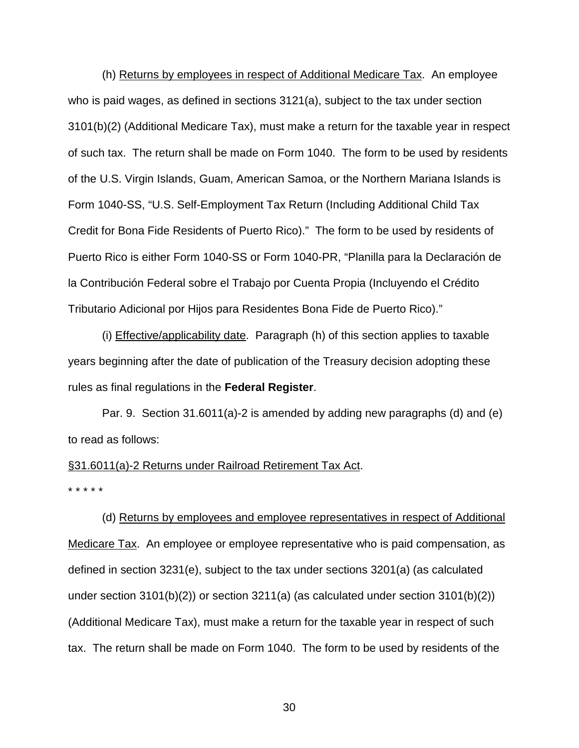(h) Returns by employees in respect of Additional Medicare Tax. An employee who is paid wages, as defined in sections 3121(a), subject to the tax under section 3101(b)(2) (Additional Medicare Tax), must make a return for the taxable year in respect of such tax. The return shall be made on Form 1040. The form to be used by residents of the U.S. Virgin Islands, Guam, American Samoa, or the Northern Mariana Islands is Form 1040-SS, "U.S. Self-Employment Tax Return (Including Additional Child Tax Credit for Bona Fide Residents of Puerto Rico)." The form to be used by residents of Puerto Rico is either Form 1040-SS or Form 1040-PR, "Planilla para la Declaración de la Contribución Federal sobre el Trabajo por Cuenta Propia (Incluyendo el Crédito Tributario Adicional por Hijos para Residentes Bona Fide de Puerto Rico)."

(i) Effective/applicability date. Paragraph (h) of this section applies to taxable years beginning after the date of publication of the Treasury decision adopting these rules as final regulations in the **Federal Register**.

Par. 9. Section 31.6011(a)-2 is amended by adding new paragraphs (d) and (e) to read as follows:

§31.6011(a)-2 Returns under Railroad Retirement Tax Act.

* * * * *

(d) Returns by employees and employee representatives in respect of Additional Medicare Tax. An employee or employee representative who is paid compensation, as defined in section 3231(e), subject to the tax under sections 3201(a) (as calculated under section 3101(b)(2)) or section 3211(a) (as calculated under section 3101(b)(2)) (Additional Medicare Tax), must make a return for the taxable year in respect of such tax. The return shall be made on Form 1040. The form to be used by residents of the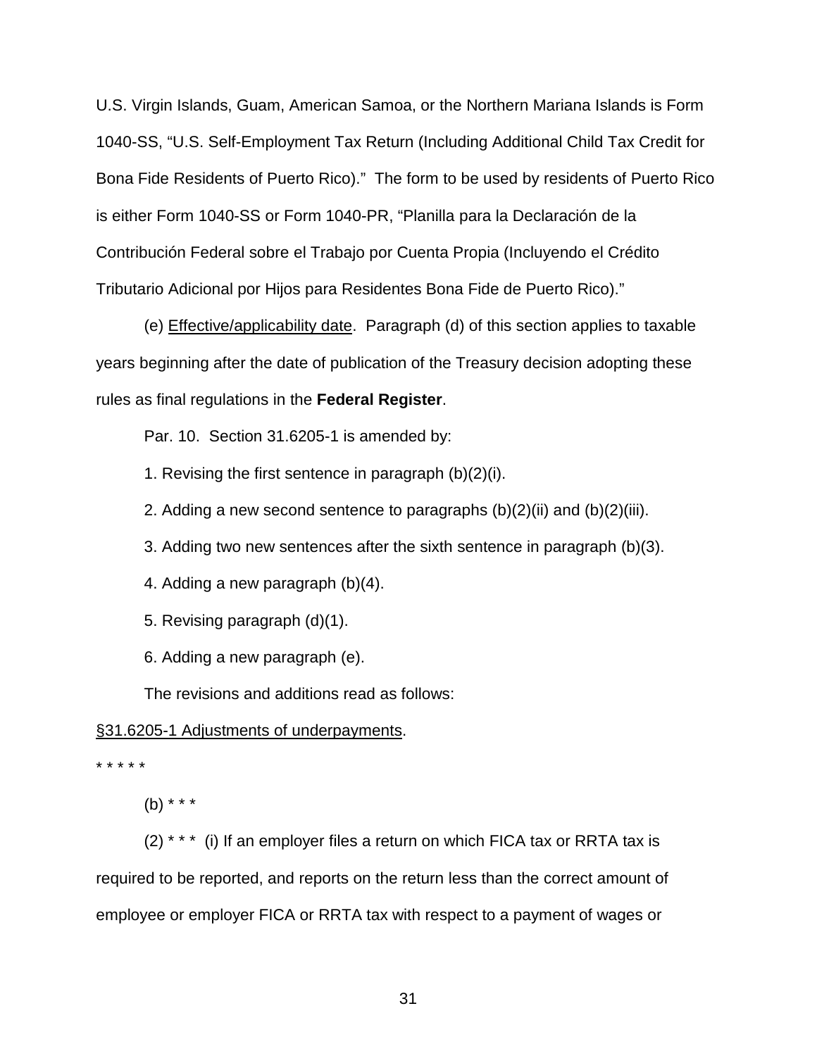U.S. Virgin Islands, Guam, American Samoa, or the Northern Mariana Islands is Form 1040-SS, "U.S. Self-Employment Tax Return (Including Additional Child Tax Credit for Bona Fide Residents of Puerto Rico)." The form to be used by residents of Puerto Rico is either Form 1040-SS or Form 1040-PR, "Planilla para la Declaración de la Contribución Federal sobre el Trabajo por Cuenta Propia (Incluyendo el Crédito Tributario Adicional por Hijos para Residentes Bona Fide de Puerto Rico)."

(e) Effective/applicability date. Paragraph (d) of this section applies to taxable years beginning after the date of publication of the Treasury decision adopting these rules as final regulations in the **Federal Register**.

Par. 10. Section 31.6205-1 is amended by:

1. Revising the first sentence in paragraph (b)(2)(i).

2. Adding a new second sentence to paragraphs (b)(2)(ii) and (b)(2)(iii).

3. Adding two new sentences after the sixth sentence in paragraph (b)(3).

4. Adding a new paragraph (b)(4).

5. Revising paragraph (d)(1).

6. Adding a new paragraph (e).

The revisions and additions read as follows:

§31.6205-1 Adjustments of underpayments.

* * * * *

(b) * * *

(2) * * * (i) If an employer files a return on which FICA tax or RRTA tax is required to be reported, and reports on the return less than the correct amount of employee or employer FICA or RRTA tax with respect to a payment of wages or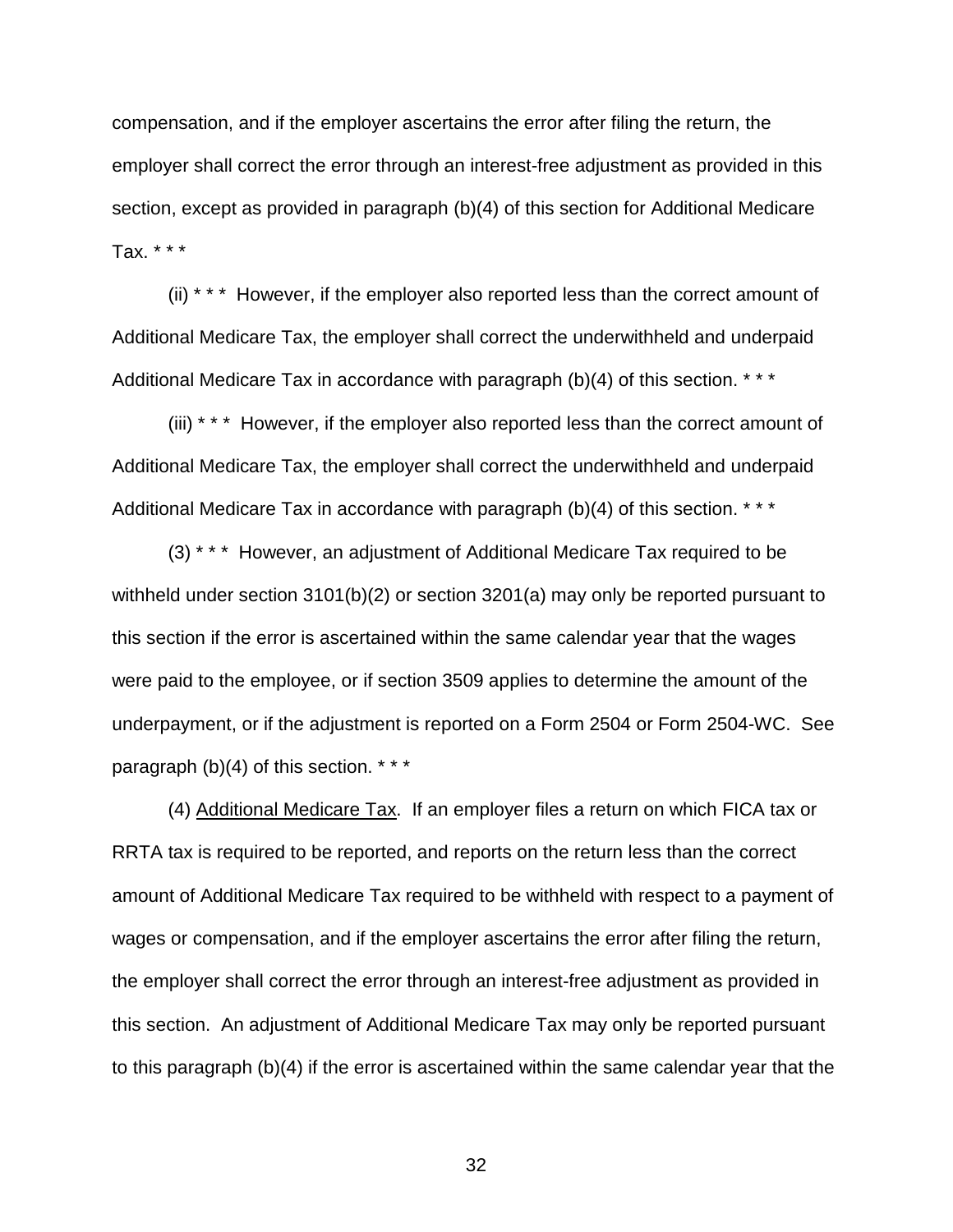compensation, and if the employer ascertains the error after filing the return, the employer shall correct the error through an interest-free adjustment as provided in this section, except as provided in paragraph (b)(4) of this section for Additional Medicare Tax. * * *

(ii) * * * However, if the employer also reported less than the correct amount of Additional Medicare Tax, the employer shall correct the underwithheld and underpaid Additional Medicare Tax in accordance with paragraph (b)(4) of this section. * * *

(iii) * * * However, if the employer also reported less than the correct amount of Additional Medicare Tax, the employer shall correct the underwithheld and underpaid Additional Medicare Tax in accordance with paragraph (b)(4) of this section. * * *

(3) * * * However, an adjustment of Additional Medicare Tax required to be withheld under section 3101(b)(2) or section 3201(a) may only be reported pursuant to this section if the error is ascertained within the same calendar year that the wages were paid to the employee, or if section 3509 applies to determine the amount of the underpayment, or if the adjustment is reported on a Form 2504 or Form 2504-WC. See paragraph (b)(4) of this section. * * *

(4) Additional Medicare Tax. If an employer files a return on which FICA tax or RRTA tax is required to be reported, and reports on the return less than the correct amount of Additional Medicare Tax required to be withheld with respect to a payment of wages or compensation, and if the employer ascertains the error after filing the return, the employer shall correct the error through an interest-free adjustment as provided in this section. An adjustment of Additional Medicare Tax may only be reported pursuant to this paragraph (b)(4) if the error is ascertained within the same calendar year that the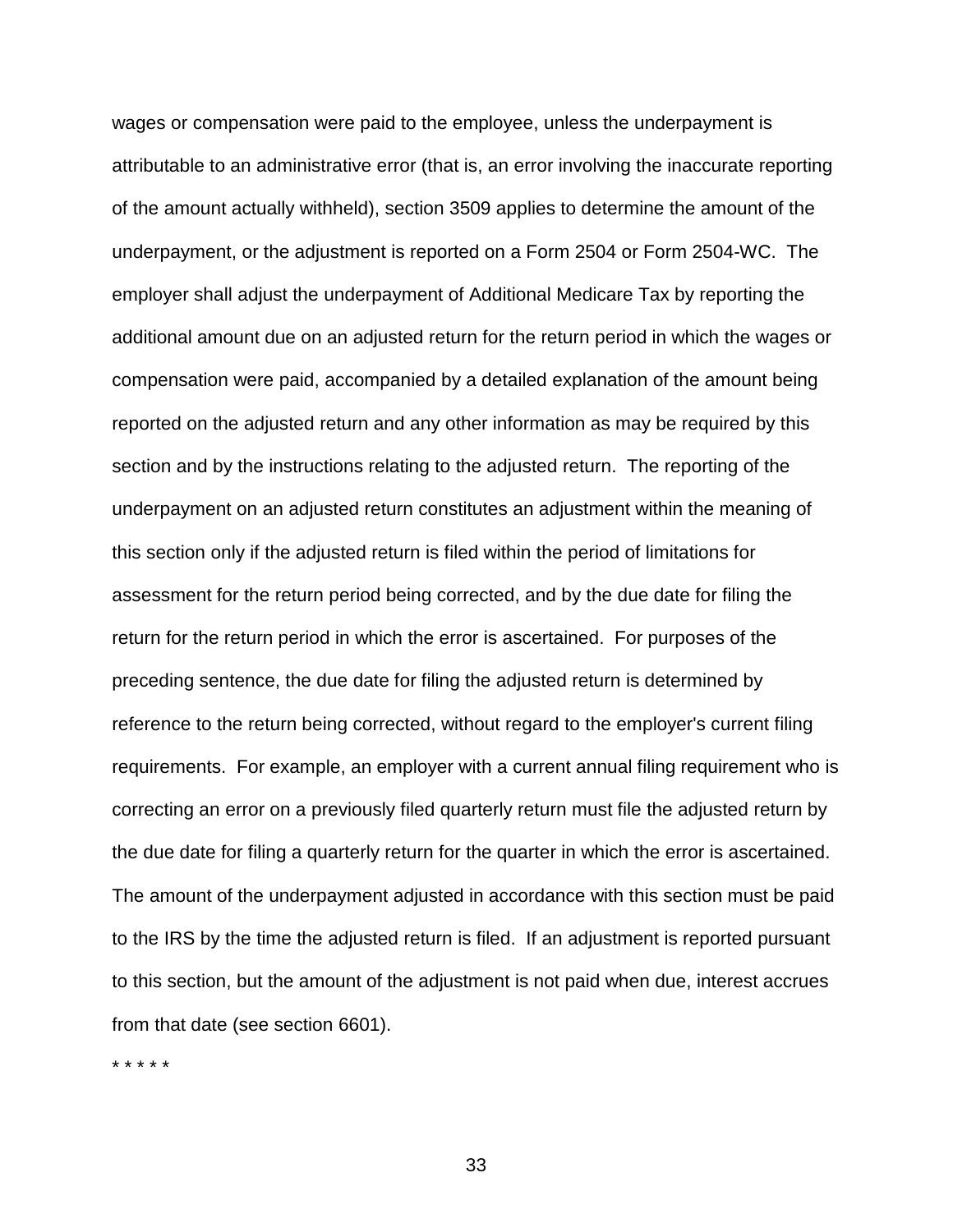wages or compensation were paid to the employee, unless the underpayment is attributable to an administrative error (that is, an error involving the inaccurate reporting of the amount actually withheld), section 3509 applies to determine the amount of the underpayment, or the adjustment is reported on a Form 2504 or Form 2504-WC. The employer shall adjust the underpayment of Additional Medicare Tax by reporting the additional amount due on an adjusted return for the return period in which the wages or compensation were paid, accompanied by a detailed explanation of the amount being reported on the adjusted return and any other information as may be required by this section and by the instructions relating to the adjusted return. The reporting of the underpayment on an adjusted return constitutes an adjustment within the meaning of this section only if the adjusted return is filed within the period of limitations for assessment for the return period being corrected, and by the due date for filing the return for the return period in which the error is ascertained. For purposes of the preceding sentence, the due date for filing the adjusted return is determined by reference to the return being corrected, without regard to the employer's current filing requirements. For example, an employer with a current annual filing requirement who is correcting an error on a previously filed quarterly return must file the adjusted return by the due date for filing a quarterly return for the quarter in which the error is ascertained. The amount of the underpayment adjusted in accordance with this section must be paid to the IRS by the time the adjusted return is filed. If an adjustment is reported pursuant to this section, but the amount of the adjustment is not paid when due, interest accrues from that date (see section 6601).

* * * * *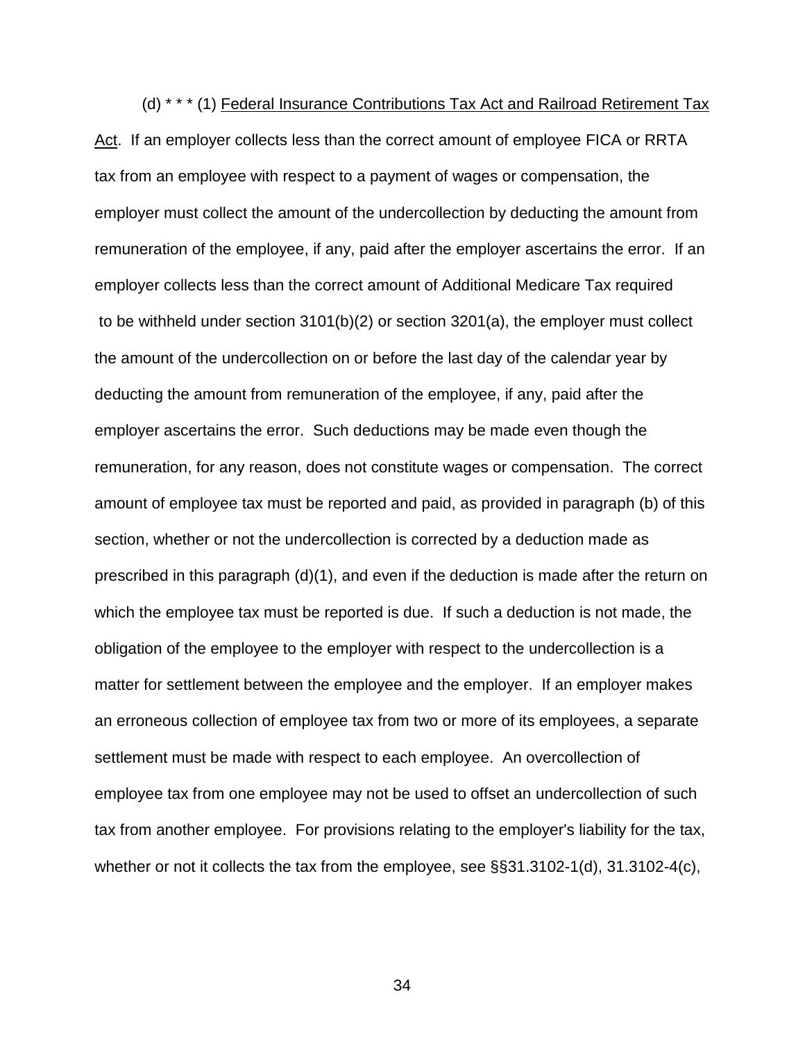(d) * * * (1) Federal Insurance Contributions Tax Act and Railroad Retirement Tax Act. If an employer collects less than the correct amount of employee FICA or RRTA tax from an employee with respect to a payment of wages or compensation, the employer must collect the amount of the undercollection by deducting the amount from remuneration of the employee, if any, paid after the employer ascertains the error. If an employer collects less than the correct amount of Additional Medicare Tax required to be withheld under section 3101(b)(2) or section 3201(a), the employer must collect the amount of the undercollection on or before the last day of the calendar year by deducting the amount from remuneration of the employee, if any, paid after the employer ascertains the error. Such deductions may be made even though the remuneration, for any reason, does not constitute wages or compensation. The correct amount of employee tax must be reported and paid, as provided in paragraph (b) of this section, whether or not the undercollection is corrected by a deduction made as prescribed in this paragraph (d)(1), and even if the deduction is made after the return on which the employee tax must be reported is due. If such a deduction is not made, the obligation of the employee to the employer with respect to the undercollection is a matter for settlement between the employee and the employer. If an employer makes an erroneous collection of employee tax from two or more of its employees, a separate settlement must be made with respect to each employee. An overcollection of employee tax from one employee may not be used to offset an undercollection of such tax from another employee. For provisions relating to the employer's liability for the tax, whether or not it collects the tax from the employee, see §§31.3102-1(d), 31.3102-4(c),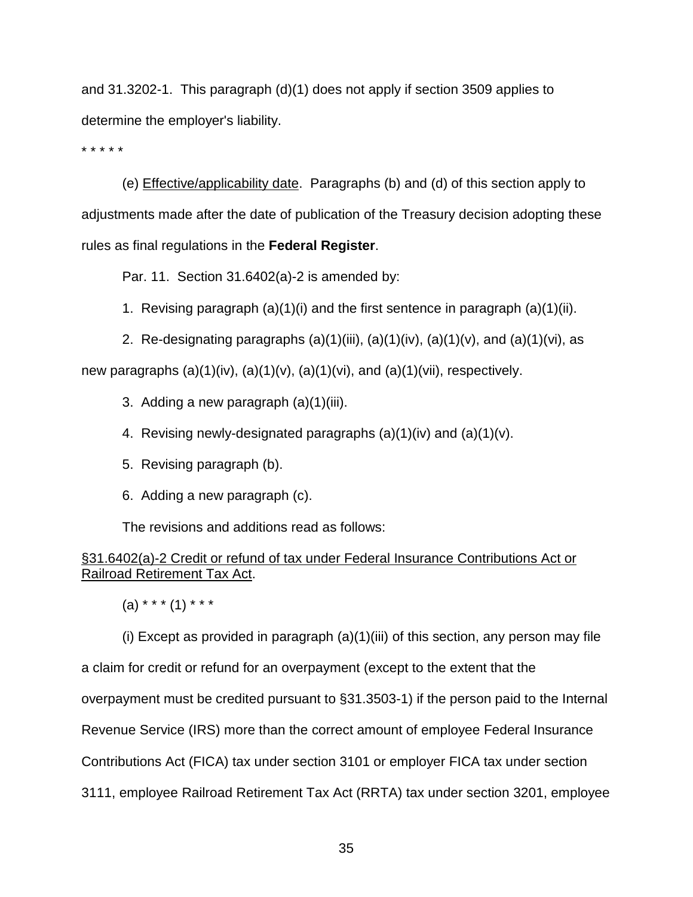and 31.3202-1. This paragraph (d)(1) does not apply if section 3509 applies to determine the employer's liability.

\* \* \* \* \*

(e) Effective/applicability date. Paragraphs (b) and (d) of this section apply to adjustments made after the date of publication of the Treasury decision adopting these rules as final regulations in the **Federal Register**.

Par. 11. Section 31.6402(a)-2 is amended by:

1. Revising paragraph (a)(1)(i) and the first sentence in paragraph (a)(1)(ii).

2. Re-designating paragraphs (a)(1)(iii), (a)(1)(iv), (a)(1)(v), and (a)(1)(vi), as new paragraphs (a)(1)(iv), (a)(1)(v), (a)(1)(vi), and (a)(1)(vii), respectively.

3. Adding a new paragraph (a)(1)(iii).

4. Revising newly-designated paragraphs (a)(1)(iv) and (a)(1)(v).

5. Revising paragraph (b).

6. Adding a new paragraph (c).

The revisions and additions read as follows:

§31.6402(a)-2 Credit or refund of tax under Federal Insurance Contributions Act or Railroad Retirement Tax Act.

(a) \* \* \* (1) \* \* \*

(i) Except as provided in paragraph (a)(1)(iii) of this section, any person may file a claim for credit or refund for an overpayment (except to the extent that the overpayment must be credited pursuant to §31.3503-1) if the person paid to the Internal Revenue Service (IRS) more than the correct amount of employee Federal Insurance Contributions Act (FICA) tax under section 3101 or employer FICA tax under section 3111, employee Railroad Retirement Tax Act (RRTA) tax under section 3201, employee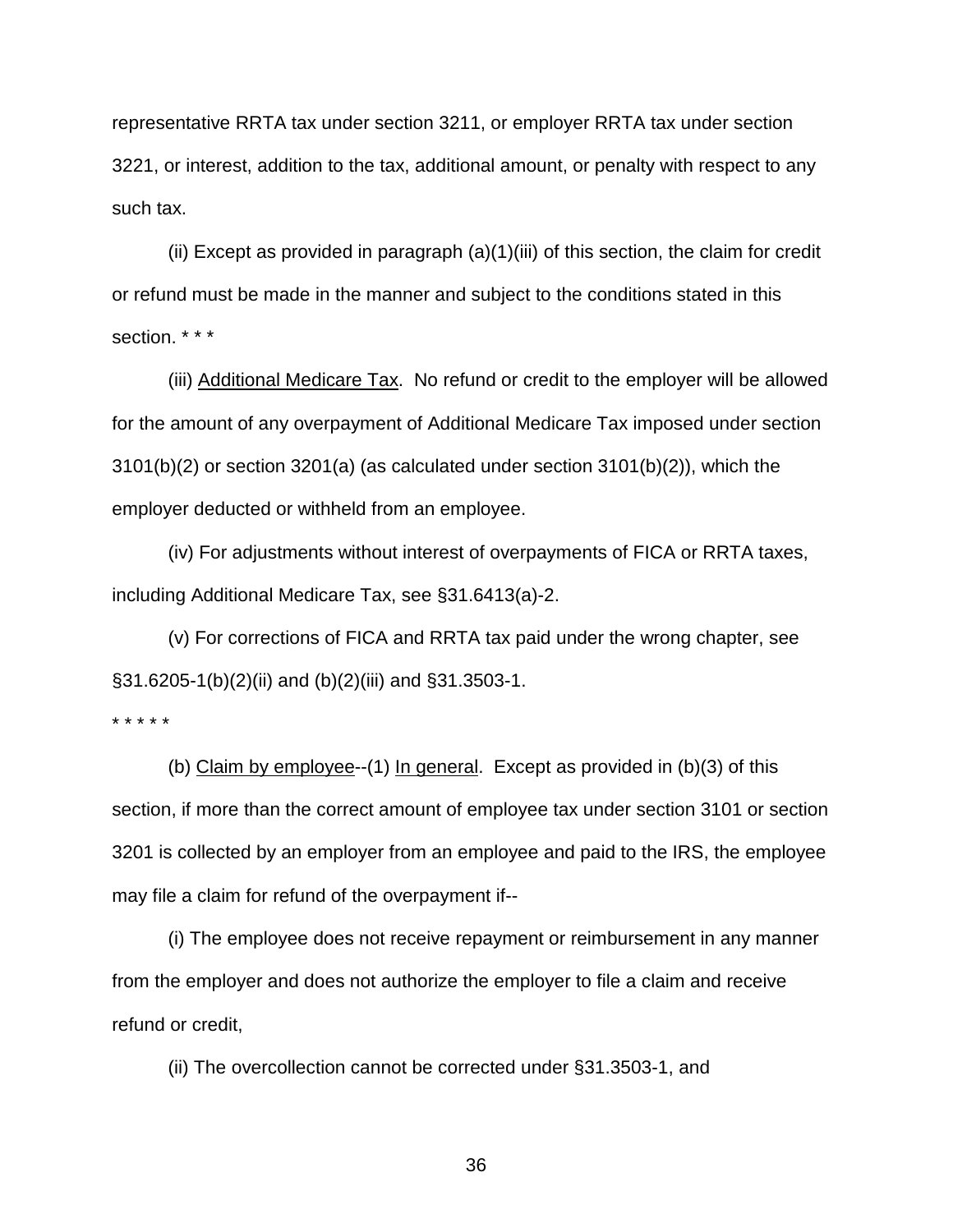representative RRTA tax under section 3211, or employer RRTA tax under section 3221, or interest, addition to the tax, additional amount, or penalty with respect to any such tax.

(ii) Except as provided in paragraph (a)(1)(iii) of this section, the claim for credit or refund must be made in the manner and subject to the conditions stated in this section. * * *

(iii) Additional Medicare Tax. No refund or credit to the employer will be allowed for the amount of any overpayment of Additional Medicare Tax imposed under section 3101(b)(2) or section 3201(a) (as calculated under section 3101(b)(2)), which the employer deducted or withheld from an employee.

(iv) For adjustments without interest of overpayments of FICA or RRTA taxes, including Additional Medicare Tax, see §31.6413(a)-2.

(v) For corrections of FICA and RRTA tax paid under the wrong chapter, see §31.6205-1(b)(2)(ii) and (b)(2)(iii) and §31.3503-1.

* * * * *

(b) Claim by employee--(1) In general. Except as provided in (b)(3) of this section, if more than the correct amount of employee tax under section 3101 or section 3201 is collected by an employer from an employee and paid to the IRS, the employee may file a claim for refund of the overpayment if--

(i) The employee does not receive repayment or reimbursement in any manner from the employer and does not authorize the employer to file a claim and receive refund or credit,

(ii) The overcollection cannot be corrected under §31.3503-1, and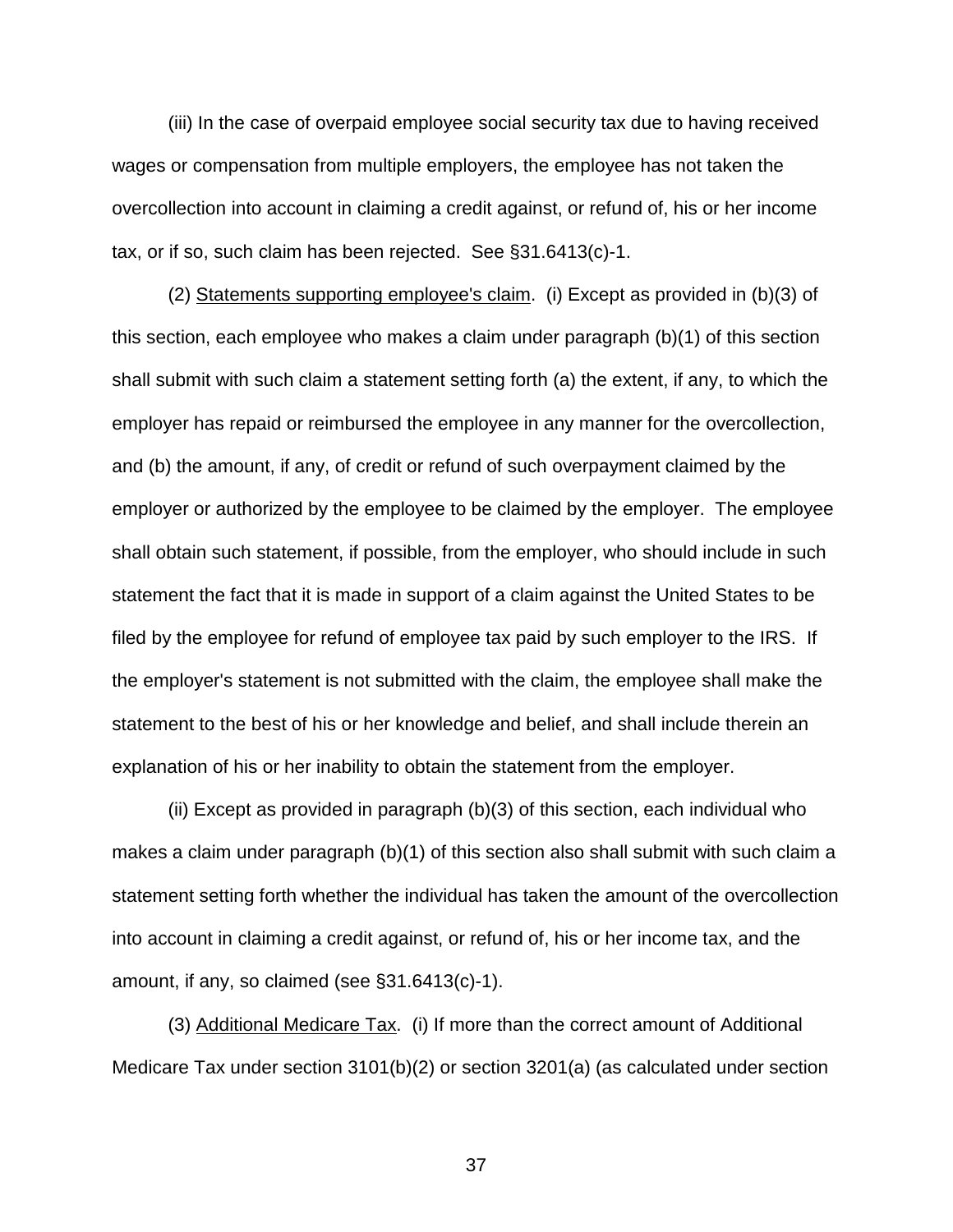(iii) In the case of overpaid employee social security tax due to having received wages or compensation from multiple employers, the employee has not taken the overcollection into account in claiming a credit against, or refund of, his or her income tax, or if so, such claim has been rejected. See §31.6413(c)-1.

(2) Statements supporting employee's claim. (i) Except as provided in (b)(3) of this section, each employee who makes a claim under paragraph (b)(1) of this section shall submit with such claim a statement setting forth (a) the extent, if any, to which the employer has repaid or reimbursed the employee in any manner for the overcollection, and (b) the amount, if any, of credit or refund of such overpayment claimed by the employer or authorized by the employee to be claimed by the employer. The employee shall obtain such statement, if possible, from the employer, who should include in such statement the fact that it is made in support of a claim against the United States to be filed by the employee for refund of employee tax paid by such employer to the IRS. If the employer's statement is not submitted with the claim, the employee shall make the statement to the best of his or her knowledge and belief, and shall include therein an explanation of his or her inability to obtain the statement from the employer.

(ii) Except as provided in paragraph (b)(3) of this section, each individual who makes a claim under paragraph (b)(1) of this section also shall submit with such claim a statement setting forth whether the individual has taken the amount of the overcollection into account in claiming a credit against, or refund of, his or her income tax, and the amount, if any, so claimed (see §31.6413(c)-1).

(3) Additional Medicare Tax. (i) If more than the correct amount of Additional Medicare Tax under section 3101(b)(2) or section 3201(a) (as calculated under section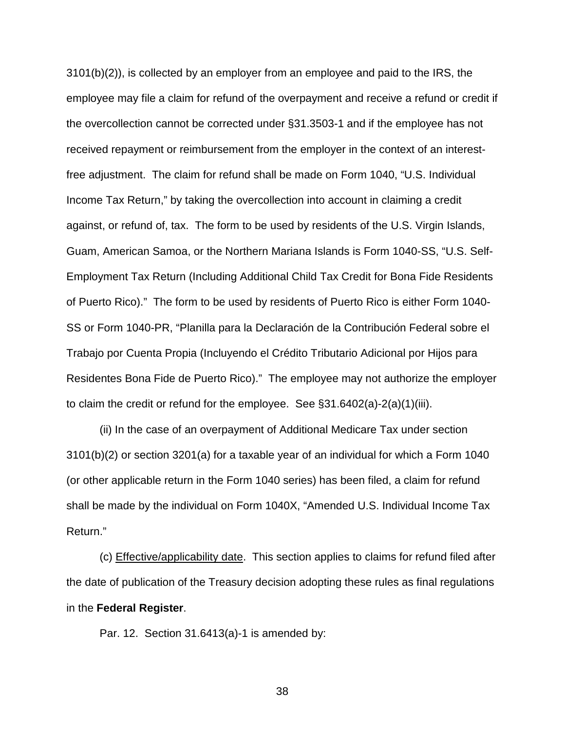3101(b)(2)), is collected by an employer from an employee and paid to the IRS, the employee may file a claim for refund of the overpayment and receive a refund or credit if the overcollection cannot be corrected under §31.3503-1 and if the employee has not received repayment or reimbursement from the employer in the context of an interest-free adjustment. The claim for refund shall be made on Form 1040, "U.S. Individual Income Tax Return," by taking the overcollection into account in claiming a credit against, or refund of, tax. The form to be used by residents of the U.S. Virgin Islands, Guam, American Samoa, or the Northern Mariana Islands is Form 1040-SS, "U.S. Self-Employment Tax Return (Including Additional Child Tax Credit for Bona Fide Residents of Puerto Rico)." The form to be used by residents of Puerto Rico is either Form 1040-SS or Form 1040-PR, "Planilla para la Declaración de la Contribución Federal sobre el Trabajo por Cuenta Propia (Incluyendo el Crédito Tributario Adicional por Hijos para Residentes Bona Fide de Puerto Rico)." The employee may not authorize the employer to claim the credit or refund for the employee. See §31.6402(a)-2(a)(1)(iii).

(ii) In the case of an overpayment of Additional Medicare Tax under section 3101(b)(2) or section 3201(a) for a taxable year of an individual for which a Form 1040 (or other applicable return in the Form 1040 series) has been filed, a claim for refund shall be made by the individual on Form 1040X, "Amended U.S. Individual Income Tax Return."

(c) Effective/applicability date. This section applies to claims for refund filed after the date of publication of the Treasury decision adopting these rules as final regulations in the **Federal Register**.

Par. 12. Section 31.6413(a)-1 is amended by: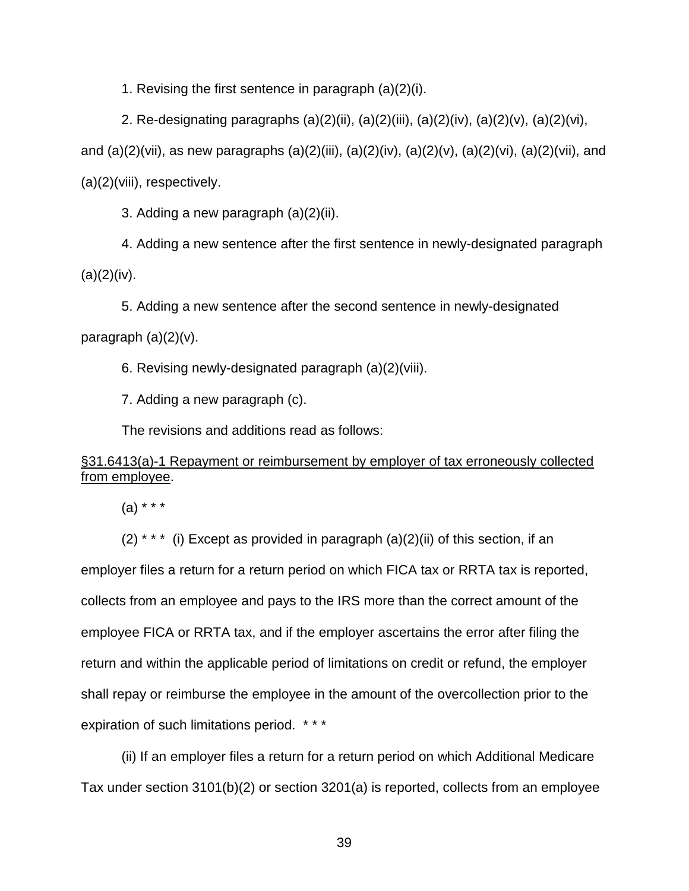1. Revising the first sentence in paragraph (a)(2)(i).

2. Re-designating paragraphs (a)(2)(ii), (a)(2)(iii), (a)(2)(iv), (a)(2)(v), (a)(2)(vi), and (a)(2)(vii), as new paragraphs (a)(2)(iii), (a)(2)(iv), (a)(2)(v), (a)(2)(vi), (a)(2)(vii), and (a)(2)(viii), respectively.

3. Adding a new paragraph (a)(2)(ii).

4. Adding a new sentence after the first sentence in newly-designated paragraph (a)(2)(iv).

5. Adding a new sentence after the second sentence in newly-designated paragraph (a)(2)(v).

6. Revising newly-designated paragraph (a)(2)(viii).

7. Adding a new paragraph (c).

The revisions and additions read as follows:

§31.6413(a)-1 Repayment or reimbursement by employer of tax erroneously collected from employee.

(a) * * *

(2) * * * (i) Except as provided in paragraph (a)(2)(ii) of this section, if an employer files a return for a return period on which FICA tax or RRTA tax is reported, collects from an employee and pays to the IRS more than the correct amount of the employee FICA or RRTA tax, and if the employer ascertains the error after filing the return and within the applicable period of limitations on credit or refund, the employer shall repay or reimburse the employee in the amount of the overcollection prior to the expiration of such limitations period. * * *

(ii) If an employer files a return for a return period on which Additional Medicare Tax under section 3101(b)(2) or section 3201(a) is reported, collects from an employee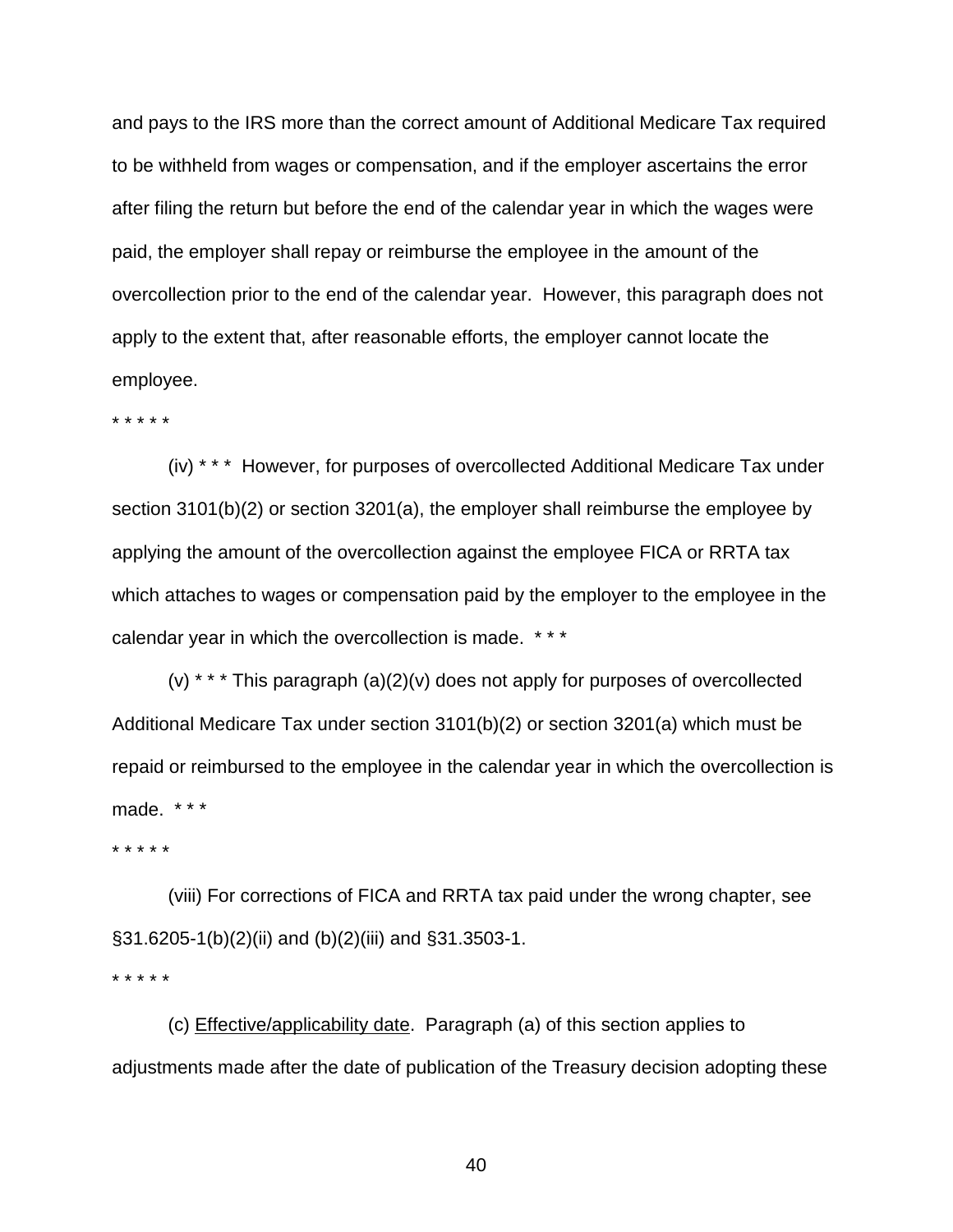and pays to the IRS more than the correct amount of Additional Medicare Tax required to be withheld from wages or compensation, and if the employer ascertains the error after filing the return but before the end of the calendar year in which the wages were paid, the employer shall repay or reimburse the employee in the amount of the overcollection prior to the end of the calendar year. However, this paragraph does not apply to the extent that, after reasonable efforts, the employer cannot locate the employee.

\* \* \* \* \*

(iv) \* \* \* However, for purposes of overcollected Additional Medicare Tax under section 3101(b)(2) or section 3201(a), the employer shall reimburse the employee by applying the amount of the overcollection against the employee FICA or RRTA tax which attaches to wages or compensation paid by the employer to the employee in the calendar year in which the overcollection is made. \* \* \*

(v) \* \* \* This paragraph (a)(2)(v) does not apply for purposes of overcollected Additional Medicare Tax under section 3101(b)(2) or section 3201(a) which must be repaid or reimbursed to the employee in the calendar year in which the overcollection is made. \* \* \*

\* \* \* \* \*

(viii) For corrections of FICA and RRTA tax paid under the wrong chapter, see §31.6205-1(b)(2)(ii) and (b)(2)(iii) and §31.3503-1.

\* \* \* \* \*

(c) Effective/applicability date. Paragraph (a) of this section applies to adjustments made after the date of publication of the Treasury decision adopting these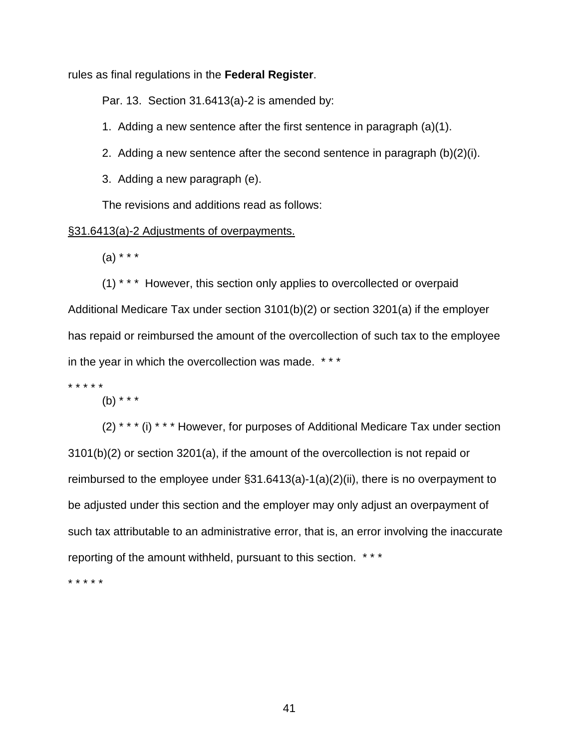rules as final regulations in the **Federal Register**.

Par. 13. Section 31.6413(a)-2 is amended by:

1. Adding a new sentence after the first sentence in paragraph (a)(1).

2. Adding a new sentence after the second sentence in paragraph (b)(2)(i).

3. Adding a new paragraph (e).

The revisions and additions read as follows:

<u>§31.6413(a)-2 Adjustments of overpayments.</u>

(a) * * *

(1) * * * However, this section only applies to overcollected or overpaid Additional Medicare Tax under section 3101(b)(2) or section 3201(a) if the employer has repaid or reimbursed the amount of the overcollection of such tax to the employee in the year in which the overcollection was made. * * *

* * * * *

(b) * * *

(2) * * * (i) * * * However, for purposes of Additional Medicare Tax under section 3101(b)(2) or section 3201(a), if the amount of the overcollection is not repaid or reimbursed to the employee under §31.6413(a)-1(a)(2)(ii), there is no overpayment to be adjusted under this section and the employer may only adjust an overpayment of such tax attributable to an administrative error, that is, an error involving the inaccurate reporting of the amount withheld, pursuant to this section. * * *

* * * * *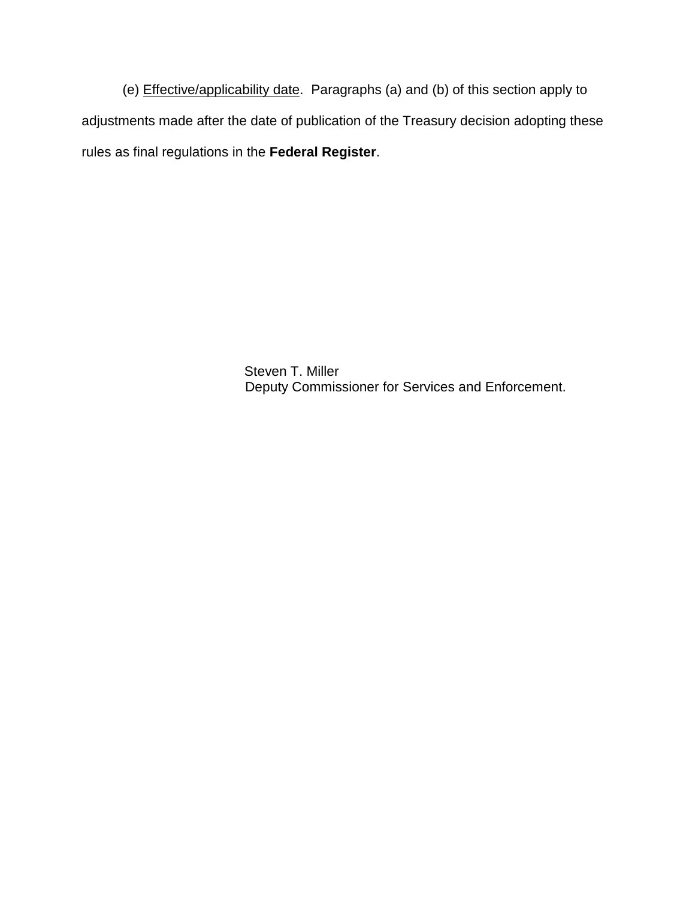(e) Effective/applicability date. Paragraphs (a) and (b) of this section apply to adjustments made after the date of publication of the Treasury decision adopting these rules as final regulations in the **Federal Register**.

Steven T. Miller
Deputy Commissioner for Services and Enforcement.